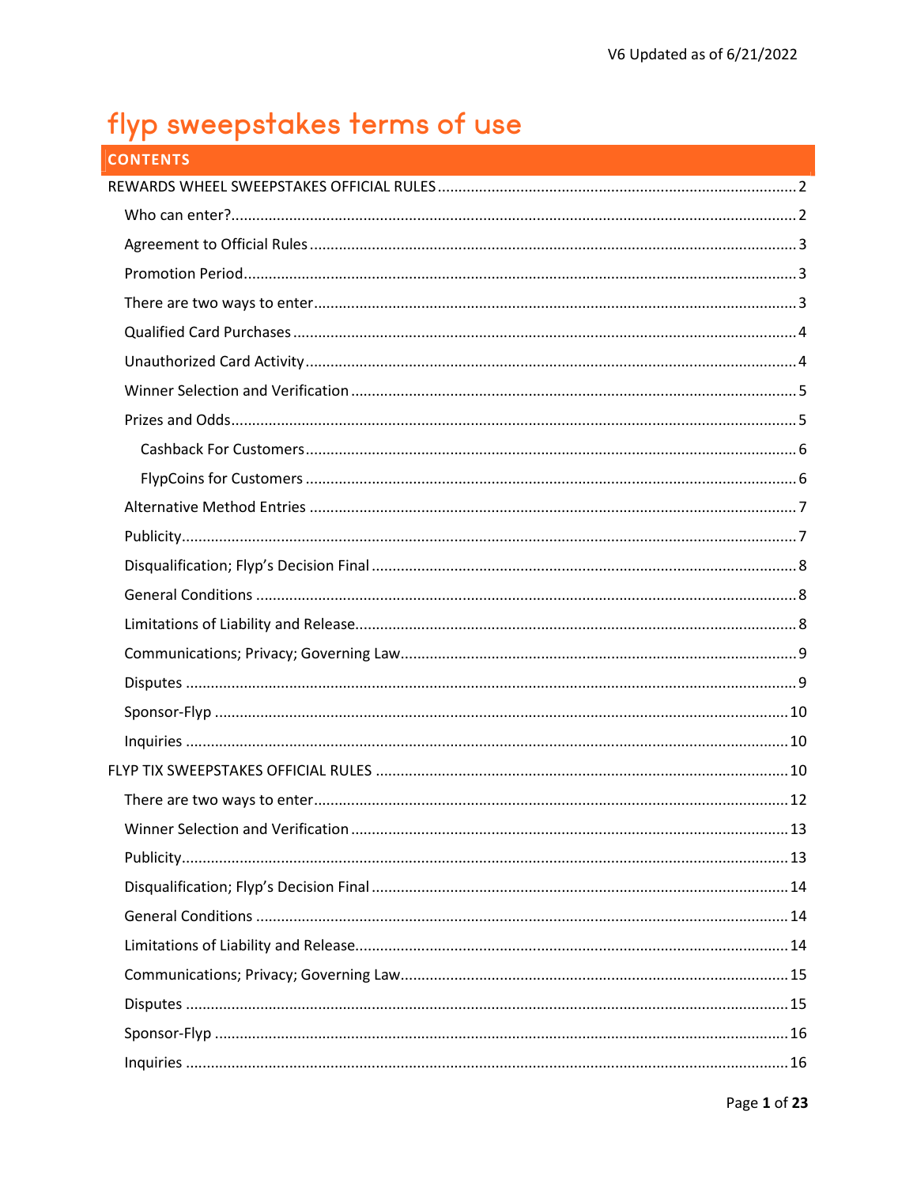V6 Updated as of 6/21/2022

# flyp sweepstakes terms of use

## CONTENTS

- REWARDS WHEEL SWEEPSTAKES OFFICIAL RULES ..... 2
  - Who can enter? ..... 2
  - Agreement to Official Rules ..... 3
  - Promotion Period ..... 3
  - There are two ways to enter ..... 3
  - Qualified Card Purchases ..... 4
  - Unauthorized Card Activity ..... 4
  - Winner Selection and Verification ..... 5
  - Prizes and Odds ..... 5
    - Cashback For Customers ..... 6
    - FlypCoins for Customers ..... 6
  - Alternative Method Entries ..... 7
  - Publicity ..... 7
  - Disqualification; Flyp's Decision Final ..... 8
  - General Conditions ..... 8
  - Limitations of Liability and Release ..... 8
  - Communications; Privacy; Governing Law ..... 9
  - Disputes ..... 9
  - Sponsor-Flyp ..... 10
  - Inquiries ..... 10
- FLYP TIX SWEEPSTAKES OFFICIAL RULES ..... 10
  - There are two ways to enter ..... 12
  - Winner Selection and Verification ..... 13
  - Publicity ..... 13
  - Disqualification; Flyp's Decision Final ..... 14
  - General Conditions ..... 14
  - Limitations of Liability and Release ..... 14
  - Communications; Privacy; Governing Law ..... 15
  - Disputes ..... 15
  - Sponsor-Flyp ..... 16
  - Inquiries ..... 16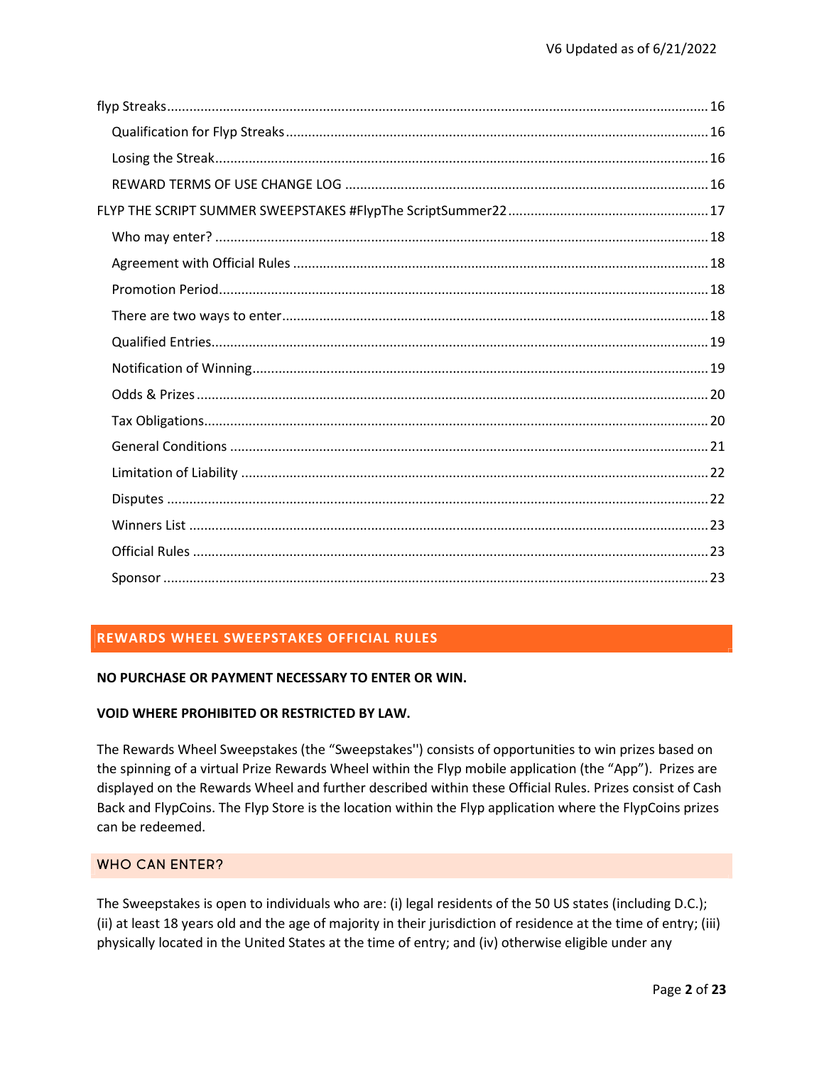flyp Streaks ........................................................................................................................................ 16

Qualification for Flyp Streaks ........................................................................................................ 16

Losing the Streak ........................................................................................................................... 16

REWARD TERMS OF USE CHANGE LOG ........................................................................................ 16

FLYP THE SCRIPT SUMMER SWEEPSTAKES #FlypThe ScriptSummer22 ............................................... 17

Who may enter? ............................................................................................................................ 18

Agreement with Official Rules ....................................................................................................... 18

Promotion Period ........................................................................................................................... 18

There are two ways to enter .......................................................................................................... 18

Qualified Entries ............................................................................................................................. 19

Notification of Winning .................................................................................................................. 19

Odds & Prizes ................................................................................................................................. 20

Tax Obligations ............................................................................................................................... 20

General Conditions ........................................................................................................................ 21

Limitation of Liability ..................................................................................................................... 22

Disputes ......................................................................................................................................... 22

Winners List ................................................................................................................................... 23

Official Rules .................................................................................................................................. 23

Sponsor .......................................................................................................................................... 23

## REWARDS WHEEL SWEEPSTAKES OFFICIAL RULES

**NO PURCHASE OR PAYMENT NECESSARY TO ENTER OR WIN.**

**VOID WHERE PROHIBITED OR RESTRICTED BY LAW.**

The Rewards Wheel Sweepstakes (the "Sweepstakes'') consists of opportunities to win prizes based on the spinning of a virtual Prize Rewards Wheel within the Flyp mobile application (the "App"). Prizes are displayed on the Rewards Wheel and further described within these Official Rules. Prizes consist of Cash Back and FlypCoins. The Flyp Store is the location within the Flyp application where the FlypCoins prizes can be redeemed.

### WHO CAN ENTER?

The Sweepstakes is open to individuals who are: (i) legal residents of the 50 US states (including D.C.); (ii) at least 18 years old and the age of majority in their jurisdiction of residence at the time of entry; (iii) physically located in the United States at the time of entry; and (iv) otherwise eligible under any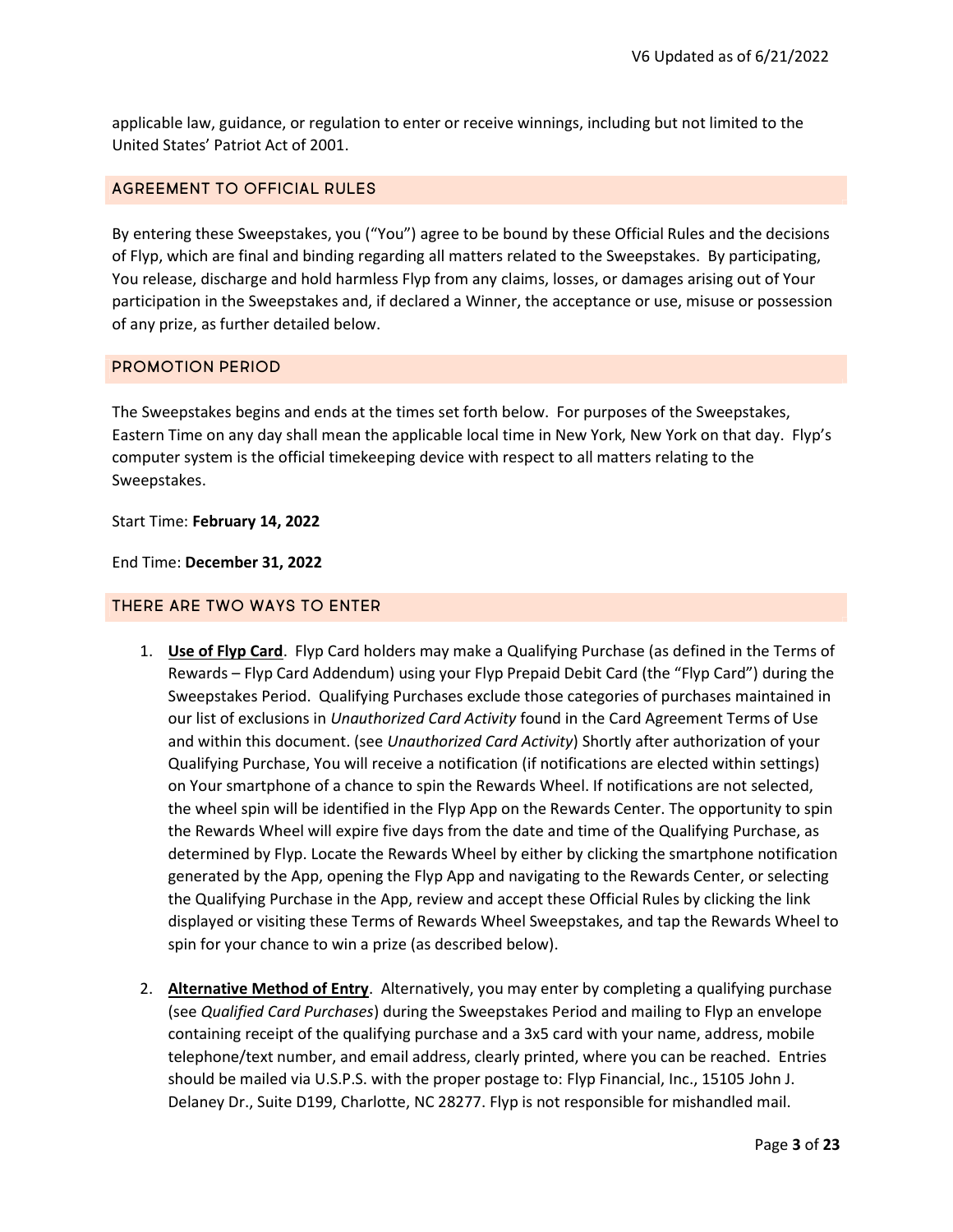applicable law, guidance, or regulation to enter or receive winnings, including but not limited to the United States' Patriot Act of 2001.

## AGREEMENT TO OFFICIAL RULES

By entering these Sweepstakes, you ("You") agree to be bound by these Official Rules and the decisions of Flyp, which are final and binding regarding all matters related to the Sweepstakes. By participating, You release, discharge and hold harmless Flyp from any claims, losses, or damages arising out of Your participation in the Sweepstakes and, if declared a Winner, the acceptance or use, misuse or possession of any prize, as further detailed below.

## PROMOTION PERIOD

The Sweepstakes begins and ends at the times set forth below. For purposes of the Sweepstakes, Eastern Time on any day shall mean the applicable local time in New York, New York on that day. Flyp's computer system is the official timekeeping device with respect to all matters relating to the Sweepstakes.

Start Time: **February 14, 2022**

End Time: **December 31, 2022**

## THERE ARE TWO WAYS TO ENTER

1. **Use of Flyp Card**. Flyp Card holders may make a Qualifying Purchase (as defined in the Terms of Rewards – Flyp Card Addendum) using your Flyp Prepaid Debit Card (the "Flyp Card") during the Sweepstakes Period. Qualifying Purchases exclude those categories of purchases maintained in our list of exclusions in *Unauthorized Card Activity* found in the Card Agreement Terms of Use and within this document. (see *Unauthorized Card Activity*) Shortly after authorization of your Qualifying Purchase, You will receive a notification (if notifications are elected within settings) on Your smartphone of a chance to spin the Rewards Wheel. If notifications are not selected, the wheel spin will be identified in the Flyp App on the Rewards Center. The opportunity to spin the Rewards Wheel will expire five days from the date and time of the Qualifying Purchase, as determined by Flyp. Locate the Rewards Wheel by either by clicking the smartphone notification generated by the App, opening the Flyp App and navigating to the Rewards Center, or selecting the Qualifying Purchase in the App, review and accept these Official Rules by clicking the link displayed or visiting these Terms of Rewards Wheel Sweepstakes, and tap the Rewards Wheel to spin for your chance to win a prize (as described below).

2. **Alternative Method of Entry**. Alternatively, you may enter by completing a qualifying purchase (see *Qualified Card Purchases*) during the Sweepstakes Period and mailing to Flyp an envelope containing receipt of the qualifying purchase and a 3x5 card with your name, address, mobile telephone/text number, and email address, clearly printed, where you can be reached. Entries should be mailed via U.S.P.S. with the proper postage to: Flyp Financial, Inc., 15105 John J. Delaney Dr., Suite D199, Charlotte, NC 28277. Flyp is not responsible for mishandled mail.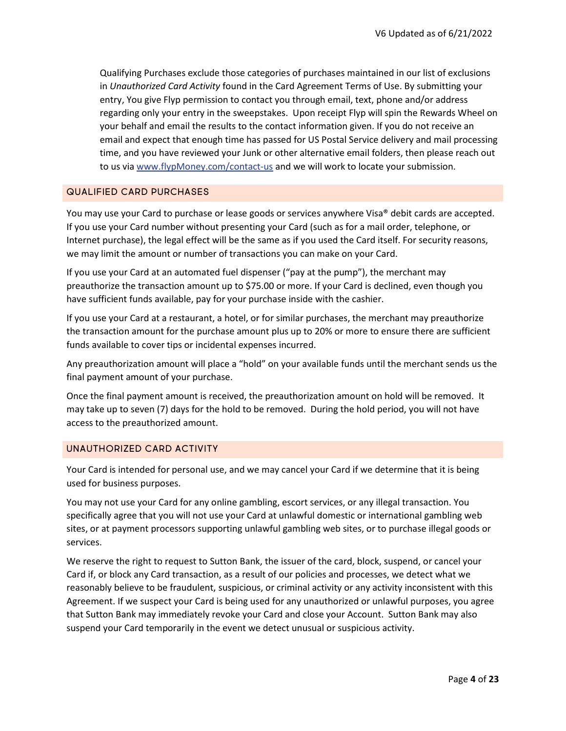Qualifying Purchases exclude those categories of purchases maintained in our list of exclusions in *Unauthorized Card Activity* found in the Card Agreement Terms of Use. By submitting your entry, You give Flyp permission to contact you through email, text, phone and/or address regarding only your entry in the sweepstakes. Upon receipt Flyp will spin the Rewards Wheel on your behalf and email the results to the contact information given. If you do not receive an email and expect that enough time has passed for US Postal Service delivery and mail processing time, and you have reviewed your Junk or other alternative email folders, then please reach out to us via [www.flypMoney.com/contact-us](http://www.flypMoney.com/contact-us) and we will work to locate your submission.

## QUALIFIED CARD PURCHASES

You may use your Card to purchase or lease goods or services anywhere Visa® debit cards are accepted. If you use your Card number without presenting your Card (such as for a mail order, telephone, or Internet purchase), the legal effect will be the same as if you used the Card itself. For security reasons, we may limit the amount or number of transactions you can make on your Card.

If you use your Card at an automated fuel dispenser ("pay at the pump"), the merchant may preauthorize the transaction amount up to $75.00 or more. If your Card is declined, even though you have sufficient funds available, pay for your purchase inside with the cashier.

If you use your Card at a restaurant, a hotel, or for similar purchases, the merchant may preauthorize the transaction amount for the purchase amount plus up to 20% or more to ensure there are sufficient funds available to cover tips or incidental expenses incurred.

Any preauthorization amount will place a "hold" on your available funds until the merchant sends us the final payment amount of your purchase.

Once the final payment amount is received, the preauthorization amount on hold will be removed. It may take up to seven (7) days for the hold to be removed. During the hold period, you will not have access to the preauthorized amount.

## UNAUTHORIZED CARD ACTIVITY

Your Card is intended for personal use, and we may cancel your Card if we determine that it is being used for business purposes.

You may not use your Card for any online gambling, escort services, or any illegal transaction. You specifically agree that you will not use your Card at unlawful domestic or international gambling web sites, or at payment processors supporting unlawful gambling web sites, or to purchase illegal goods or services.

We reserve the right to request to Sutton Bank, the issuer of the card, block, suspend, or cancel your Card if, or block any Card transaction, as a result of our policies and processes, we detect what we reasonably believe to be fraudulent, suspicious, or criminal activity or any activity inconsistent with this Agreement. If we suspect your Card is being used for any unauthorized or unlawful purposes, you agree that Sutton Bank may immediately revoke your Card and close your Account. Sutton Bank may also suspend your Card temporarily in the event we detect unusual or suspicious activity.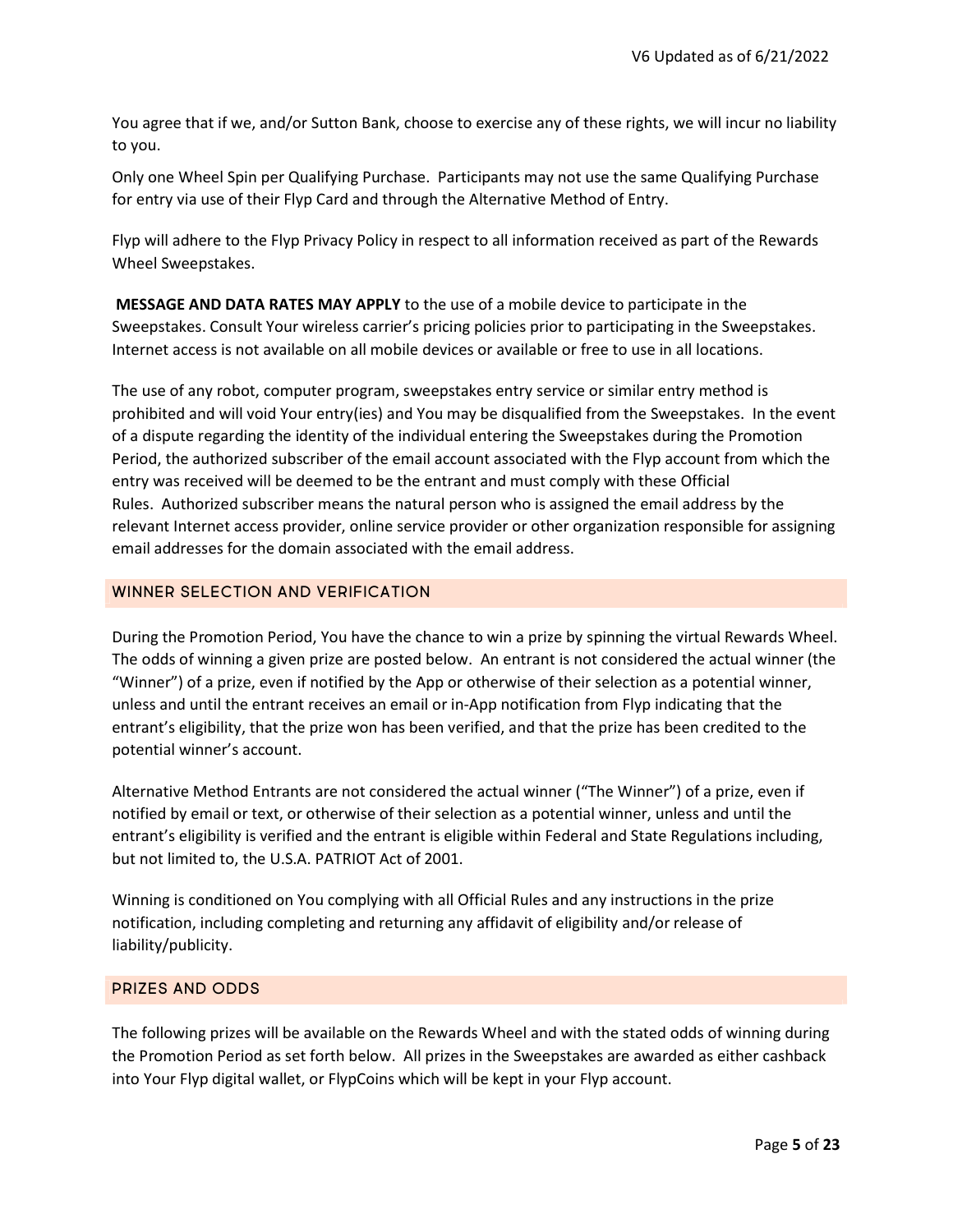You agree that if we, and/or Sutton Bank, choose to exercise any of these rights, we will incur no liability to you.

Only one Wheel Spin per Qualifying Purchase. Participants may not use the same Qualifying Purchase for entry via use of their Flyp Card and through the Alternative Method of Entry.

Flyp will adhere to the Flyp Privacy Policy in respect to all information received as part of the Rewards Wheel Sweepstakes.

**MESSAGE AND DATA RATES MAY APPLY** to the use of a mobile device to participate in the Sweepstakes. Consult Your wireless carrier's pricing policies prior to participating in the Sweepstakes. Internet access is not available on all mobile devices or available or free to use in all locations.

The use of any robot, computer program, sweepstakes entry service or similar entry method is prohibited and will void Your entry(ies) and You may be disqualified from the Sweepstakes. In the event of a dispute regarding the identity of the individual entering the Sweepstakes during the Promotion Period, the authorized subscriber of the email account associated with the Flyp account from which the entry was received will be deemed to be the entrant and must comply with these Official Rules. Authorized subscriber means the natural person who is assigned the email address by the relevant Internet access provider, online service provider or other organization responsible for assigning email addresses for the domain associated with the email address.

## WINNER SELECTION AND VERIFICATION

During the Promotion Period, You have the chance to win a prize by spinning the virtual Rewards Wheel. The odds of winning a given prize are posted below. An entrant is not considered the actual winner (the "Winner") of a prize, even if notified by the App or otherwise of their selection as a potential winner, unless and until the entrant receives an email or in-App notification from Flyp indicating that the entrant's eligibility, that the prize won has been verified, and that the prize has been credited to the potential winner's account.

Alternative Method Entrants are not considered the actual winner ("The Winner") of a prize, even if notified by email or text, or otherwise of their selection as a potential winner, unless and until the entrant's eligibility is verified and the entrant is eligible within Federal and State Regulations including, but not limited to, the U.S.A. PATRIOT Act of 2001.

Winning is conditioned on You complying with all Official Rules and any instructions in the prize notification, including completing and returning any affidavit of eligibility and/or release of liability/publicity.

## PRIZES AND ODDS

The following prizes will be available on the Rewards Wheel and with the stated odds of winning during the Promotion Period as set forth below. All prizes in the Sweepstakes are awarded as either cashback into Your Flyp digital wallet, or FlypCoins which will be kept in your Flyp account.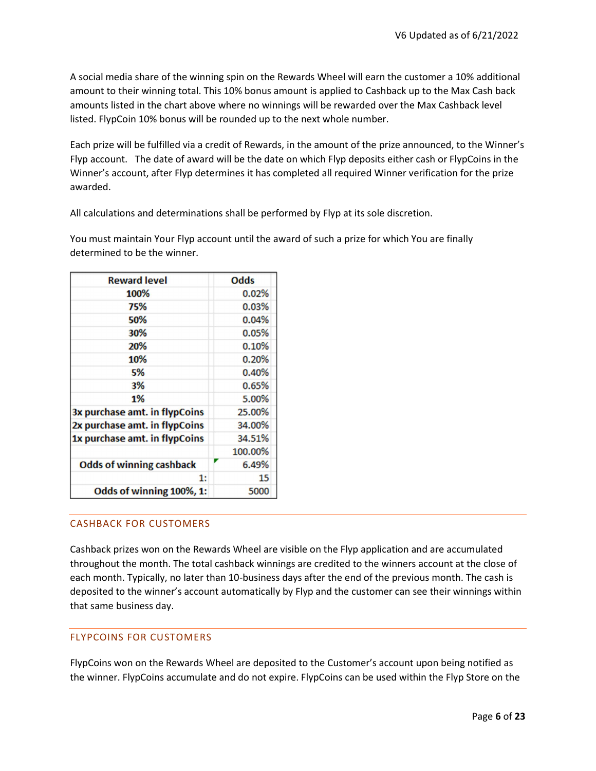A social media share of the winning spin on the Rewards Wheel will earn the customer a 10% additional amount to their winning total. This 10% bonus amount is applied to Cashback up to the Max Cash back amounts listed in the chart above where no winnings will be rewarded over the Max Cashback level listed. FlypCoin 10% bonus will be rounded up to the next whole number.

Each prize will be fulfilled via a credit of Rewards, in the amount of the prize announced, to the Winner's Flyp account. The date of award will be the date on which Flyp deposits either cash or FlypCoins in the Winner's account, after Flyp determines it has completed all required Winner verification for the prize awarded.

All calculations and determinations shall be performed by Flyp at its sole discretion.

You must maintain Your Flyp account until the award of such a prize for which You are finally determined to be the winner.

| Reward level | Odds |
|---|---|
| **100%** | 0.02% |
| **75%** | 0.03% |
| **50%** | 0.04% |
| **30%** | 0.05% |
| **20%** | 0.10% |
| **10%** | 0.20% |
| **5%** | 0.40% |
| **3%** | 0.65% |
| **1%** | 5.00% |
| **3x purchase amt. in flypCoins** | 25.00% |
| **2x purchase amt. in flypCoins** | 34.00% |
| **1x purchase amt. in flypCoins** | 34.51% |
| | 100.00% |
| **Odds of winning cashback** | 6.49% |
| 1: | 15 |
| **Odds of winning 100%, 1:** | 5000 |

## CASHBACK FOR CUSTOMERS

Cashback prizes won on the Rewards Wheel are visible on the Flyp application and are accumulated throughout the month. The total cashback winnings are credited to the winners account at the close of each month. Typically, no later than 10-business days after the end of the previous month. The cash is deposited to the winner's account automatically by Flyp and the customer can see their winnings within that same business day.

## FLYPCOINS FOR CUSTOMERS

FlypCoins won on the Rewards Wheel are deposited to the Customer's account upon being notified as the winner. FlypCoins accumulate and do not expire. FlypCoins can be used within the Flyp Store on the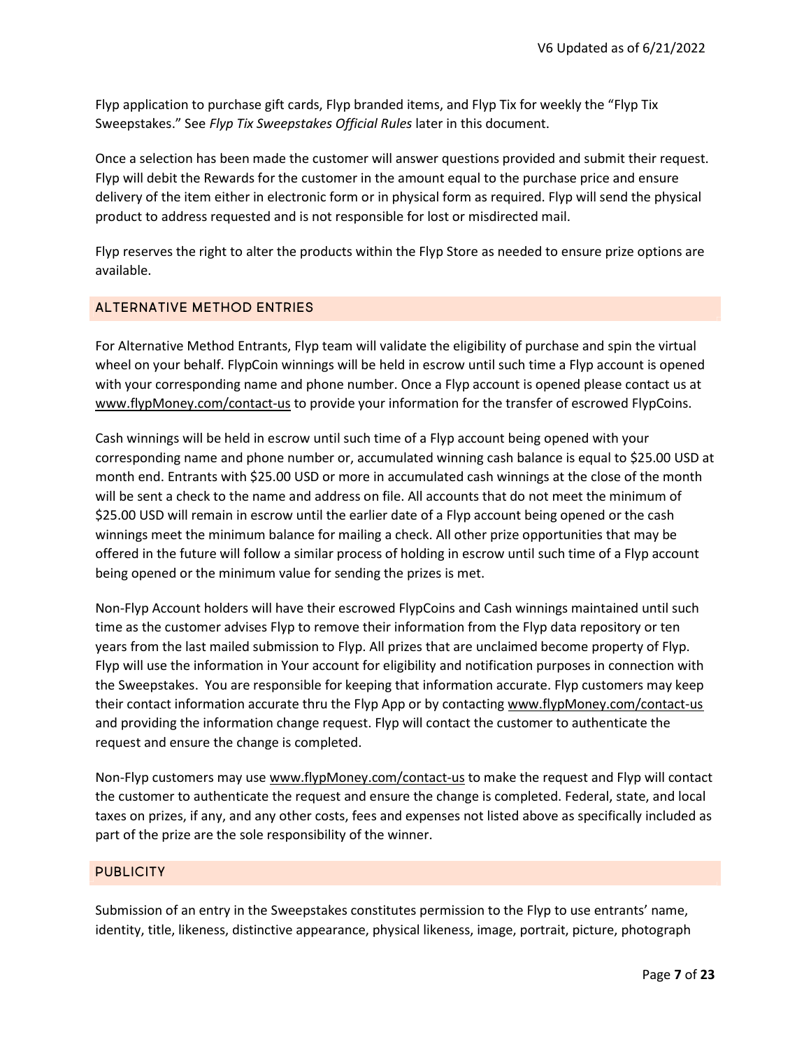Flyp application to purchase gift cards, Flyp branded items, and Flyp Tix for weekly the "Flyp Tix Sweepstakes." See *Flyp Tix Sweepstakes Official Rules* later in this document.

Once a selection has been made the customer will answer questions provided and submit their request. Flyp will debit the Rewards for the customer in the amount equal to the purchase price and ensure delivery of the item either in electronic form or in physical form as required. Flyp will send the physical product to address requested and is not responsible for lost or misdirected mail.

Flyp reserves the right to alter the products within the Flyp Store as needed to ensure prize options are available.

## ALTERNATIVE METHOD ENTRIES

For Alternative Method Entrants, Flyp team will validate the eligibility of purchase and spin the virtual wheel on your behalf. FlypCoin winnings will be held in escrow until such time a Flyp account is opened with your corresponding name and phone number. Once a Flyp account is opened please contact us at www.flypMoney.com/contact-us to provide your information for the transfer of escrowed FlypCoins.

Cash winnings will be held in escrow until such time of a Flyp account being opened with your corresponding name and phone number or, accumulated winning cash balance is equal to $25.00 USD at month end. Entrants with $25.00 USD or more in accumulated cash winnings at the close of the month will be sent a check to the name and address on file. All accounts that do not meet the minimum of $25.00 USD will remain in escrow until the earlier date of a Flyp account being opened or the cash winnings meet the minimum balance for mailing a check. All other prize opportunities that may be offered in the future will follow a similar process of holding in escrow until such time of a Flyp account being opened or the minimum value for sending the prizes is met.

Non-Flyp Account holders will have their escrowed FlypCoins and Cash winnings maintained until such time as the customer advises Flyp to remove their information from the Flyp data repository or ten years from the last mailed submission to Flyp. All prizes that are unclaimed become property of Flyp. Flyp will use the information in Your account for eligibility and notification purposes in connection with the Sweepstakes. You are responsible for keeping that information accurate. Flyp customers may keep their contact information accurate thru the Flyp App or by contacting www.flypMoney.com/contact-us and providing the information change request. Flyp will contact the customer to authenticate the request and ensure the change is completed.

Non-Flyp customers may use www.flypMoney.com/contact-us to make the request and Flyp will contact the customer to authenticate the request and ensure the change is completed. Federal, state, and local taxes on prizes, if any, and any other costs, fees and expenses not listed above as specifically included as part of the prize are the sole responsibility of the winner.

## PUBLICITY

Submission of an entry in the Sweepstakes constitutes permission to the Flyp to use entrants' name, identity, title, likeness, distinctive appearance, physical likeness, image, portrait, picture, photograph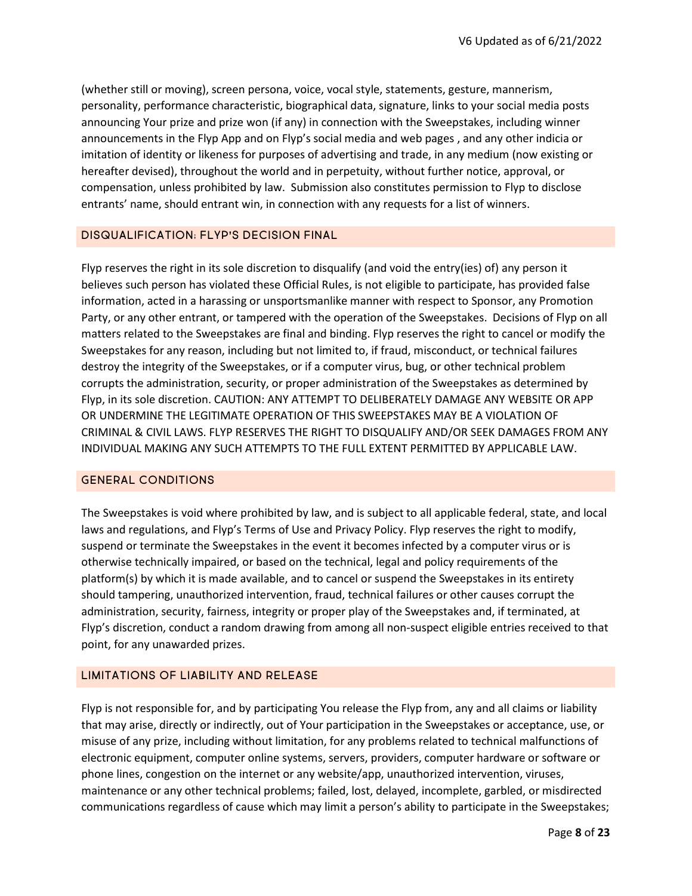(whether still or moving), screen persona, voice, vocal style, statements, gesture, mannerism, personality, performance characteristic, biographical data, signature, links to your social media posts announcing Your prize and prize won (if any) in connection with the Sweepstakes, including winner announcements in the Flyp App and on Flyp's social media and web pages , and any other indicia or imitation of identity or likeness for purposes of advertising and trade, in any medium (now existing or hereafter devised), throughout the world and in perpetuity, without further notice, approval, or compensation, unless prohibited by law. Submission also constitutes permission to Flyp to disclose entrants' name, should entrant win, in connection with any requests for a list of winners.

## DISQUALIFICATION; FLYP'S DECISION FINAL

Flyp reserves the right in its sole discretion to disqualify (and void the entry(ies) of) any person it believes such person has violated these Official Rules, is not eligible to participate, has provided false information, acted in a harassing or unsportsmanlike manner with respect to Sponsor, any Promotion Party, or any other entrant, or tampered with the operation of the Sweepstakes. Decisions of Flyp on all matters related to the Sweepstakes are final and binding. Flyp reserves the right to cancel or modify the Sweepstakes for any reason, including but not limited to, if fraud, misconduct, or technical failures destroy the integrity of the Sweepstakes, or if a computer virus, bug, or other technical problem corrupts the administration, security, or proper administration of the Sweepstakes as determined by Flyp, in its sole discretion. CAUTION: ANY ATTEMPT TO DELIBERATELY DAMAGE ANY WEBSITE OR APP OR UNDERMINE THE LEGITIMATE OPERATION OF THIS SWEEPSTAKES MAY BE A VIOLATION OF CRIMINAL & CIVIL LAWS. FLYP RESERVES THE RIGHT TO DISQUALIFY AND/OR SEEK DAMAGES FROM ANY INDIVIDUAL MAKING ANY SUCH ATTEMPTS TO THE FULL EXTENT PERMITTED BY APPLICABLE LAW.

## GENERAL CONDITIONS

The Sweepstakes is void where prohibited by law, and is subject to all applicable federal, state, and local laws and regulations, and Flyp's Terms of Use and Privacy Policy. Flyp reserves the right to modify, suspend or terminate the Sweepstakes in the event it becomes infected by a computer virus or is otherwise technically impaired, or based on the technical, legal and policy requirements of the platform(s) by which it is made available, and to cancel or suspend the Sweepstakes in its entirety should tampering, unauthorized intervention, fraud, technical failures or other causes corrupt the administration, security, fairness, integrity or proper play of the Sweepstakes and, if terminated, at Flyp's discretion, conduct a random drawing from among all non-suspect eligible entries received to that point, for any unawarded prizes.

## LIMITATIONS OF LIABILITY AND RELEASE

Flyp is not responsible for, and by participating You release the Flyp from, any and all claims or liability that may arise, directly or indirectly, out of Your participation in the Sweepstakes or acceptance, use, or misuse of any prize, including without limitation, for any problems related to technical malfunctions of electronic equipment, computer online systems, servers, providers, computer hardware or software or phone lines, congestion on the internet or any website/app, unauthorized intervention, viruses, maintenance or any other technical problems; failed, lost, delayed, incomplete, garbled, or misdirected communications regardless of cause which may limit a person's ability to participate in the Sweepstakes;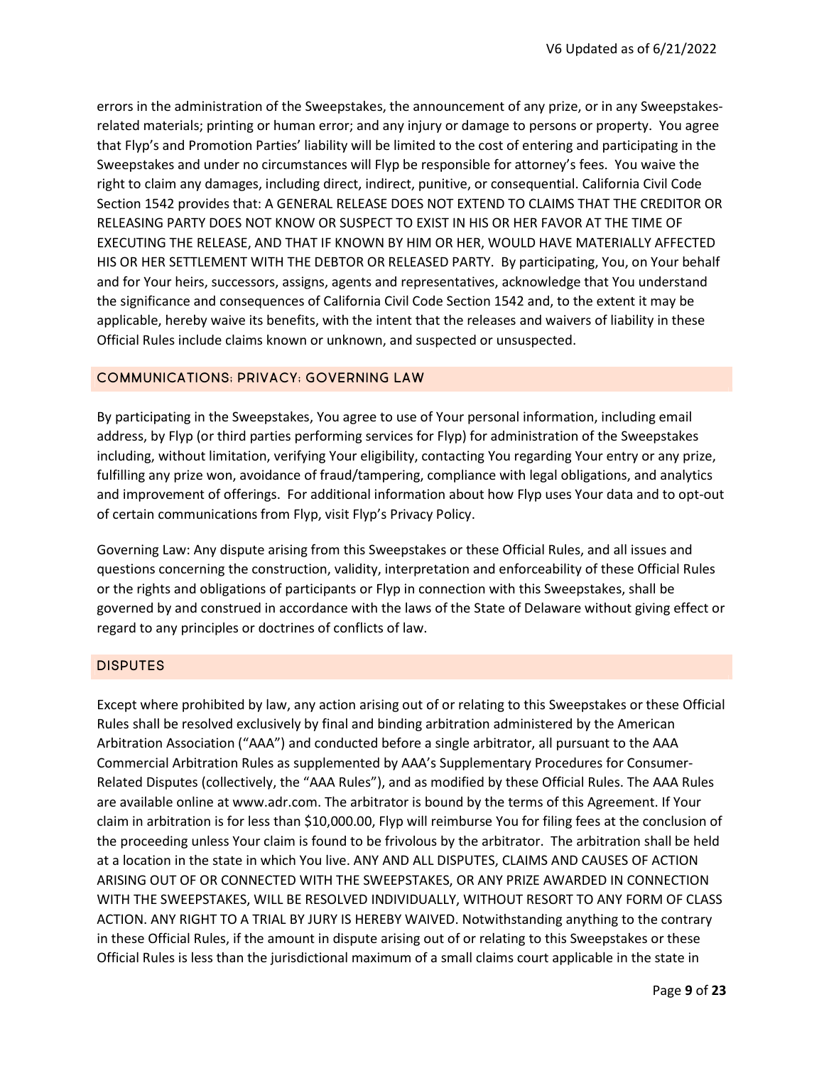errors in the administration of the Sweepstakes, the announcement of any prize, or in any Sweepstakes-related materials; printing or human error; and any injury or damage to persons or property. You agree that Flyp's and Promotion Parties' liability will be limited to the cost of entering and participating in the Sweepstakes and under no circumstances will Flyp be responsible for attorney's fees. You waive the right to claim any damages, including direct, indirect, punitive, or consequential. California Civil Code Section 1542 provides that: A GENERAL RELEASE DOES NOT EXTEND TO CLAIMS THAT THE CREDITOR OR RELEASING PARTY DOES NOT KNOW OR SUSPECT TO EXIST IN HIS OR HER FAVOR AT THE TIME OF EXECUTING THE RELEASE, AND THAT IF KNOWN BY HIM OR HER, WOULD HAVE MATERIALLY AFFECTED HIS OR HER SETTLEMENT WITH THE DEBTOR OR RELEASED PARTY. By participating, You, on Your behalf and for Your heirs, successors, assigns, agents and representatives, acknowledge that You understand the significance and consequences of California Civil Code Section 1542 and, to the extent it may be applicable, hereby waive its benefits, with the intent that the releases and waivers of liability in these Official Rules include claims known or unknown, and suspected or unsuspected.

## COMMUNICATIONS; PRIVACY; GOVERNING LAW

By participating in the Sweepstakes, You agree to use of Your personal information, including email address, by Flyp (or third parties performing services for Flyp) for administration of the Sweepstakes including, without limitation, verifying Your eligibility, contacting You regarding Your entry or any prize, fulfilling any prize won, avoidance of fraud/tampering, compliance with legal obligations, and analytics and improvement of offerings. For additional information about how Flyp uses Your data and to opt-out of certain communications from Flyp, visit Flyp's Privacy Policy.

Governing Law: Any dispute arising from this Sweepstakes or these Official Rules, and all issues and questions concerning the construction, validity, interpretation and enforceability of these Official Rules or the rights and obligations of participants or Flyp in connection with this Sweepstakes, shall be governed by and construed in accordance with the laws of the State of Delaware without giving effect or regard to any principles or doctrines of conflicts of law.

## DISPUTES

Except where prohibited by law, any action arising out of or relating to this Sweepstakes or these Official Rules shall be resolved exclusively by final and binding arbitration administered by the American Arbitration Association ("AAA") and conducted before a single arbitrator, all pursuant to the AAA Commercial Arbitration Rules as supplemented by AAA's Supplementary Procedures for Consumer-Related Disputes (collectively, the "AAA Rules"), and as modified by these Official Rules. The AAA Rules are available online at www.adr.com. The arbitrator is bound by the terms of this Agreement. If Your claim in arbitration is for less than $10,000.00, Flyp will reimburse You for filing fees at the conclusion of the proceeding unless Your claim is found to be frivolous by the arbitrator. The arbitration shall be held at a location in the state in which You live. ANY AND ALL DISPUTES, CLAIMS AND CAUSES OF ACTION ARISING OUT OF OR CONNECTED WITH THE SWEEPSTAKES, OR ANY PRIZE AWARDED IN CONNECTION WITH THE SWEEPSTAKES, WILL BE RESOLVED INDIVIDUALLY, WITHOUT RESORT TO ANY FORM OF CLASS ACTION. ANY RIGHT TO A TRIAL BY JURY IS HEREBY WAIVED. Notwithstanding anything to the contrary in these Official Rules, if the amount in dispute arising out of or relating to this Sweepstakes or these Official Rules is less than the jurisdictional maximum of a small claims court applicable in the state in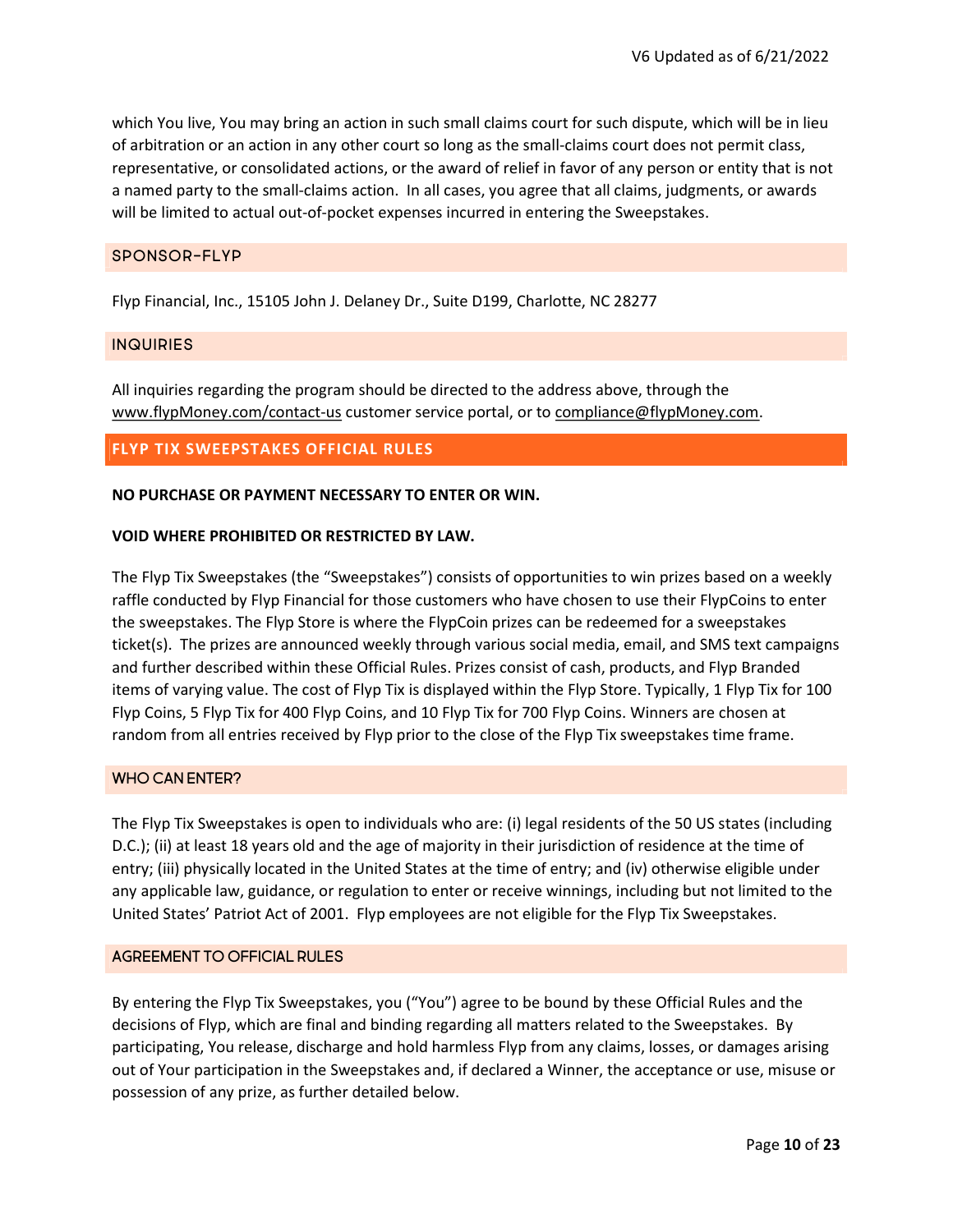which You live, You may bring an action in such small claims court for such dispute, which will be in lieu of arbitration or an action in any other court so long as the small-claims court does not permit class, representative, or consolidated actions, or the award of relief in favor of any person or entity that is not a named party to the small-claims action. In all cases, you agree that all claims, judgments, or awards will be limited to actual out-of-pocket expenses incurred in entering the Sweepstakes.

### SPONSOR-FLYP

Flyp Financial, Inc., 15105 John J. Delaney Dr., Suite D199, Charlotte, NC 28277

### INQUIRIES

All inquiries regarding the program should be directed to the address above, through the www.flypMoney.com/contact-us customer service portal, or to compliance@flypMoney.com.

## FLYP TIX SWEEPSTAKES OFFICIAL RULES

**NO PURCHASE OR PAYMENT NECESSARY TO ENTER OR WIN.**

**VOID WHERE PROHIBITED OR RESTRICTED BY LAW.**

The Flyp Tix Sweepstakes (the "Sweepstakes") consists of opportunities to win prizes based on a weekly raffle conducted by Flyp Financial for those customers who have chosen to use their FlypCoins to enter the sweepstakes. The Flyp Store is where the FlypCoin prizes can be redeemed for a sweepstakes ticket(s). The prizes are announced weekly through various social media, email, and SMS text campaigns and further described within these Official Rules. Prizes consist of cash, products, and Flyp Branded items of varying value. The cost of Flyp Tix is displayed within the Flyp Store. Typically, 1 Flyp Tix for 100 Flyp Coins, 5 Flyp Tix for 400 Flyp Coins, and 10 Flyp Tix for 700 Flyp Coins. Winners are chosen at random from all entries received by Flyp prior to the close of the Flyp Tix sweepstakes time frame.

### WHO CAN ENTER?

The Flyp Tix Sweepstakes is open to individuals who are: (i) legal residents of the 50 US states (including D.C.); (ii) at least 18 years old and the age of majority in their jurisdiction of residence at the time of entry; (iii) physically located in the United States at the time of entry; and (iv) otherwise eligible under any applicable law, guidance, or regulation to enter or receive winnings, including but not limited to the United States' Patriot Act of 2001. Flyp employees are not eligible for the Flyp Tix Sweepstakes.

### AGREEMENT TO OFFICIAL RULES

By entering the Flyp Tix Sweepstakes, you ("You") agree to be bound by these Official Rules and the decisions of Flyp, which are final and binding regarding all matters related to the Sweepstakes. By participating, You release, discharge and hold harmless Flyp from any claims, losses, or damages arising out of Your participation in the Sweepstakes and, if declared a Winner, the acceptance or use, misuse or possession of any prize, as further detailed below.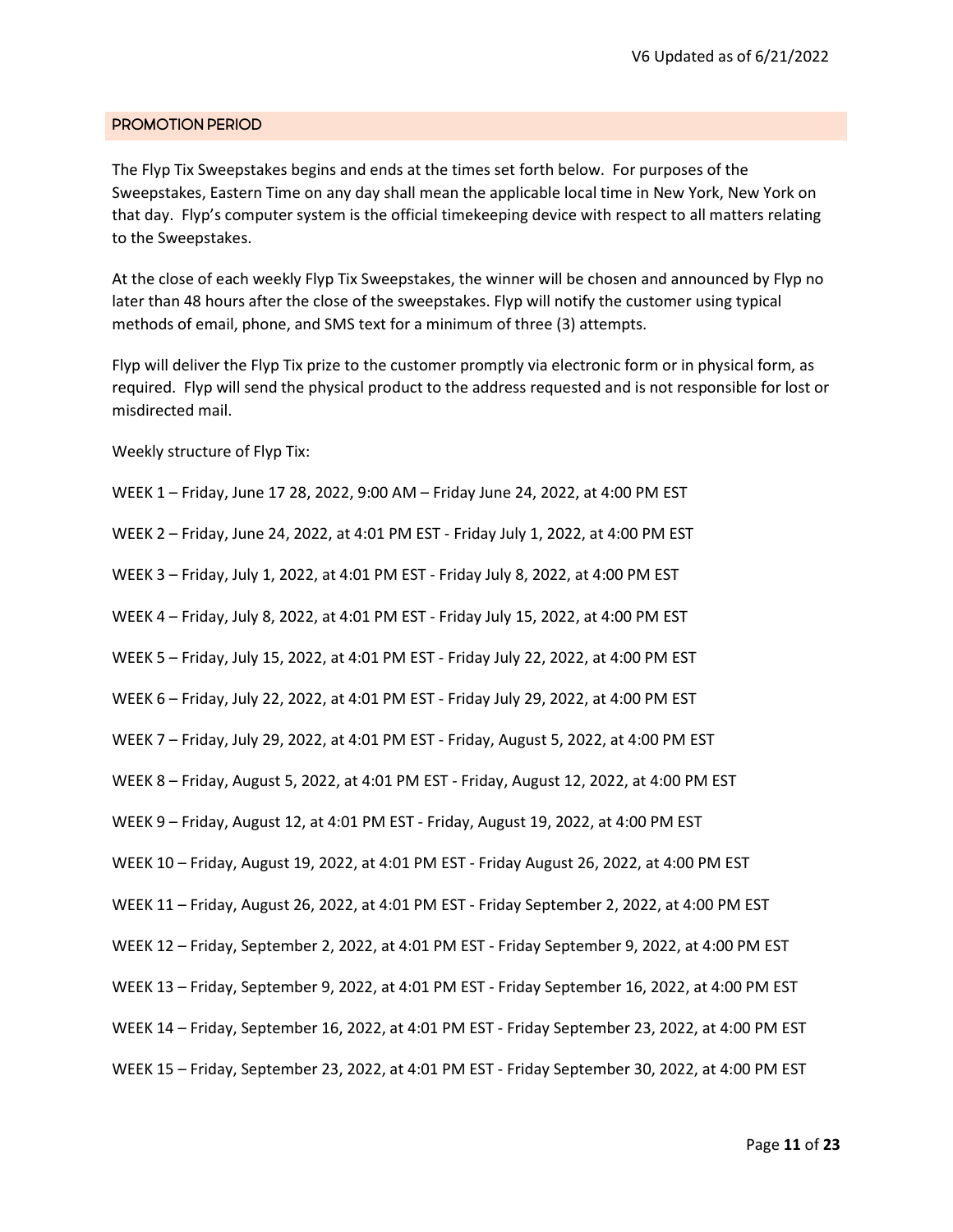## PROMOTION PERIOD

The Flyp Tix Sweepstakes begins and ends at the times set forth below. For purposes of the Sweepstakes, Eastern Time on any day shall mean the applicable local time in New York, New York on that day. Flyp's computer system is the official timekeeping device with respect to all matters relating to the Sweepstakes.

At the close of each weekly Flyp Tix Sweepstakes, the winner will be chosen and announced by Flyp no later than 48 hours after the close of the sweepstakes. Flyp will notify the customer using typical methods of email, phone, and SMS text for a minimum of three (3) attempts.

Flyp will deliver the Flyp Tix prize to the customer promptly via electronic form or in physical form, as required. Flyp will send the physical product to the address requested and is not responsible for lost or misdirected mail.

Weekly structure of Flyp Tix:

WEEK 1 – Friday, June 17 28, 2022, 9:00 AM – Friday June 24, 2022, at 4:00 PM EST

WEEK 2 – Friday, June 24, 2022, at 4:01 PM EST - Friday July 1, 2022, at 4:00 PM EST

WEEK 3 – Friday, July 1, 2022, at 4:01 PM EST - Friday July 8, 2022, at 4:00 PM EST

WEEK 4 – Friday, July 8, 2022, at 4:01 PM EST - Friday July 15, 2022, at 4:00 PM EST

WEEK 5 – Friday, July 15, 2022, at 4:01 PM EST - Friday July 22, 2022, at 4:00 PM EST

WEEK 6 – Friday, July 22, 2022, at 4:01 PM EST - Friday July 29, 2022, at 4:00 PM EST

WEEK 7 – Friday, July 29, 2022, at 4:01 PM EST - Friday, August 5, 2022, at 4:00 PM EST

WEEK 8 – Friday, August 5, 2022, at 4:01 PM EST - Friday, August 12, 2022, at 4:00 PM EST

WEEK 9 – Friday, August 12, at 4:01 PM EST - Friday, August 19, 2022, at 4:00 PM EST

WEEK 10 – Friday, August 19, 2022, at 4:01 PM EST - Friday August 26, 2022, at 4:00 PM EST

WEEK 11 – Friday, August 26, 2022, at 4:01 PM EST - Friday September 2, 2022, at 4:00 PM EST

WEEK 12 – Friday, September 2, 2022, at 4:01 PM EST - Friday September 9, 2022, at 4:00 PM EST

WEEK 13 – Friday, September 9, 2022, at 4:01 PM EST - Friday September 16, 2022, at 4:00 PM EST

WEEK 14 – Friday, September 16, 2022, at 4:01 PM EST - Friday September 23, 2022, at 4:00 PM EST

WEEK 15 – Friday, September 23, 2022, at 4:01 PM EST - Friday September 30, 2022, at 4:00 PM EST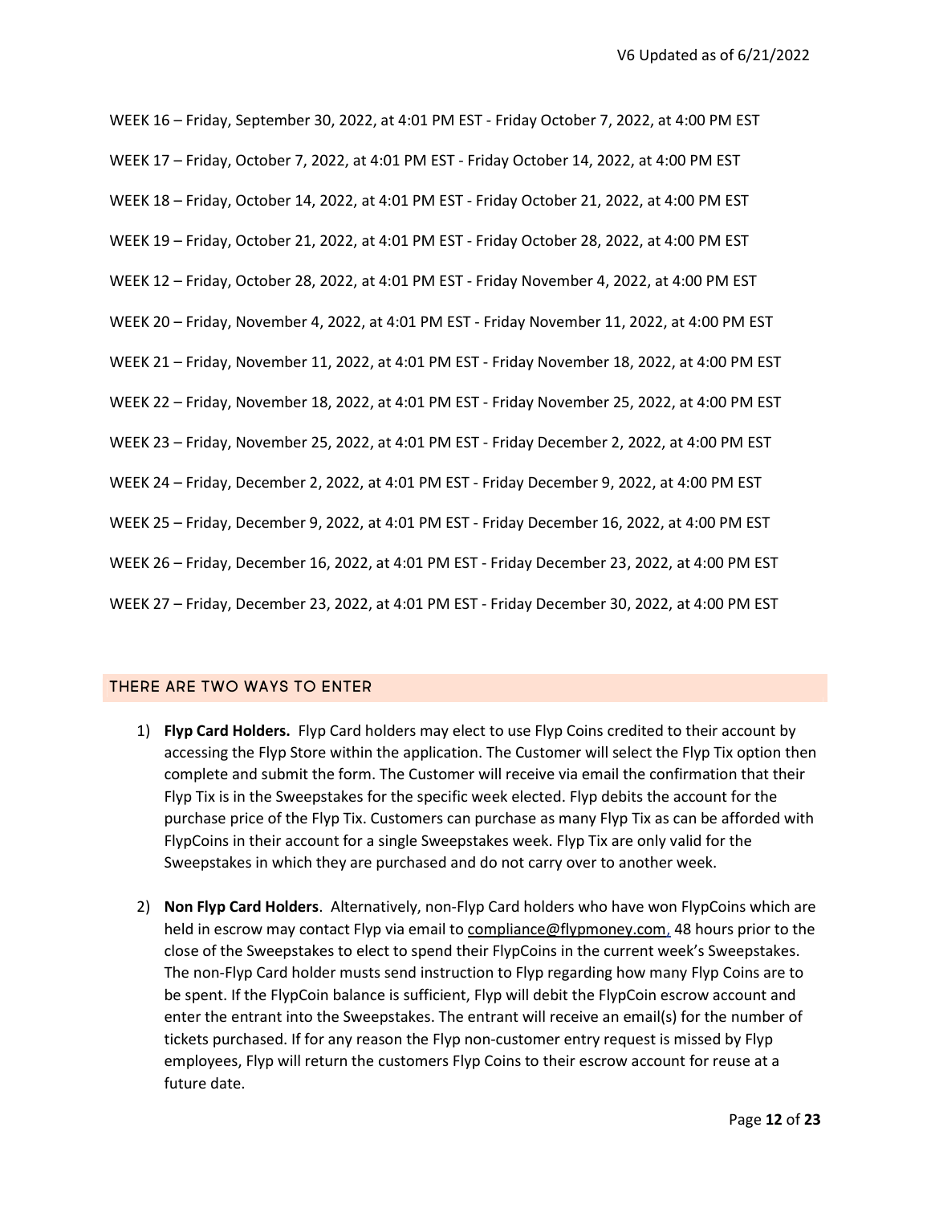WEEK 16 – Friday, September 30, 2022, at 4:01 PM EST - Friday October 7, 2022, at 4:00 PM EST

WEEK 17 – Friday, October 7, 2022, at 4:01 PM EST - Friday October 14, 2022, at 4:00 PM EST

WEEK 18 – Friday, October 14, 2022, at 4:01 PM EST - Friday October 21, 2022, at 4:00 PM EST

WEEK 19 – Friday, October 21, 2022, at 4:01 PM EST - Friday October 28, 2022, at 4:00 PM EST

WEEK 12 – Friday, October 28, 2022, at 4:01 PM EST - Friday November 4, 2022, at 4:00 PM EST

WEEK 20 – Friday, November 4, 2022, at 4:01 PM EST - Friday November 11, 2022, at 4:00 PM EST

WEEK 21 – Friday, November 11, 2022, at 4:01 PM EST - Friday November 18, 2022, at 4:00 PM EST

WEEK 22 – Friday, November 18, 2022, at 4:01 PM EST - Friday November 25, 2022, at 4:00 PM EST

WEEK 23 – Friday, November 25, 2022, at 4:01 PM EST - Friday December 2, 2022, at 4:00 PM EST

WEEK 24 – Friday, December 2, 2022, at 4:01 PM EST - Friday December 9, 2022, at 4:00 PM EST

WEEK 25 – Friday, December 9, 2022, at 4:01 PM EST - Friday December 16, 2022, at 4:00 PM EST

WEEK 26 – Friday, December 16, 2022, at 4:01 PM EST - Friday December 23, 2022, at 4:00 PM EST

WEEK 27 – Friday, December 23, 2022, at 4:01 PM EST - Friday December 30, 2022, at 4:00 PM EST

## THERE ARE TWO WAYS TO ENTER

1) **Flyp Card Holders.** Flyp Card holders may elect to use Flyp Coins credited to their account by accessing the Flyp Store within the application. The Customer will select the Flyp Tix option then complete and submit the form. The Customer will receive via email the confirmation that their Flyp Tix is in the Sweepstakes for the specific week elected. Flyp debits the account for the purchase price of the Flyp Tix. Customers can purchase as many Flyp Tix as can be afforded with FlypCoins in their account for a single Sweepstakes week. Flyp Tix are only valid for the Sweepstakes in which they are purchased and do not carry over to another week.

2) **Non Flyp Card Holders**. Alternatively, non-Flyp Card holders who have won FlypCoins which are held in escrow may contact Flyp via email to compliance@flypmoney.com, 48 hours prior to the close of the Sweepstakes to elect to spend their FlypCoins in the current week's Sweepstakes. The non-Flyp Card holder musts send instruction to Flyp regarding how many Flyp Coins are to be spent. If the FlypCoin balance is sufficient, Flyp will debit the FlypCoin escrow account and enter the entrant into the Sweepstakes. The entrant will receive an email(s) for the number of tickets purchased. If for any reason the Flyp non-customer entry request is missed by Flyp employees, Flyp will return the customers Flyp Coins to their escrow account for reuse at a future date.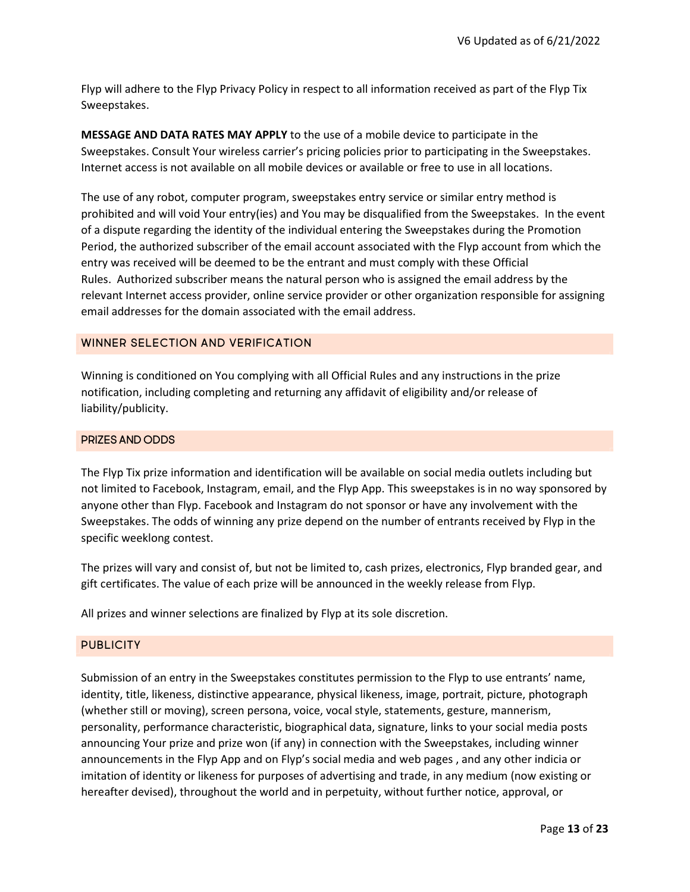Flyp will adhere to the Flyp Privacy Policy in respect to all information received as part of the Flyp Tix Sweepstakes.

**MESSAGE AND DATA RATES MAY APPLY** to the use of a mobile device to participate in the Sweepstakes. Consult Your wireless carrier's pricing policies prior to participating in the Sweepstakes. Internet access is not available on all mobile devices or available or free to use in all locations.

The use of any robot, computer program, sweepstakes entry service or similar entry method is prohibited and will void Your entry(ies) and You may be disqualified from the Sweepstakes. In the event of a dispute regarding the identity of the individual entering the Sweepstakes during the Promotion Period, the authorized subscriber of the email account associated with the Flyp account from which the entry was received will be deemed to be the entrant and must comply with these Official Rules. Authorized subscriber means the natural person who is assigned the email address by the relevant Internet access provider, online service provider or other organization responsible for assigning email addresses for the domain associated with the email address.

## WINNER SELECTION AND VERIFICATION

Winning is conditioned on You complying with all Official Rules and any instructions in the prize notification, including completing and returning any affidavit of eligibility and/or release of liability/publicity.

## PRIZES AND ODDS

The Flyp Tix prize information and identification will be available on social media outlets including but not limited to Facebook, Instagram, email, and the Flyp App. This sweepstakes is in no way sponsored by anyone other than Flyp. Facebook and Instagram do not sponsor or have any involvement with the Sweepstakes. The odds of winning any prize depend on the number of entrants received by Flyp in the specific weeklong contest.

The prizes will vary and consist of, but not be limited to, cash prizes, electronics, Flyp branded gear, and gift certificates. The value of each prize will be announced in the weekly release from Flyp.

All prizes and winner selections are finalized by Flyp at its sole discretion.

## PUBLICITY

Submission of an entry in the Sweepstakes constitutes permission to the Flyp to use entrants' name, identity, title, likeness, distinctive appearance, physical likeness, image, portrait, picture, photograph (whether still or moving), screen persona, voice, vocal style, statements, gesture, mannerism, personality, performance characteristic, biographical data, signature, links to your social media posts announcing Your prize and prize won (if any) in connection with the Sweepstakes, including winner announcements in the Flyp App and on Flyp's social media and web pages , and any other indicia or imitation of identity or likeness for purposes of advertising and trade, in any medium (now existing or hereafter devised), throughout the world and in perpetuity, without further notice, approval, or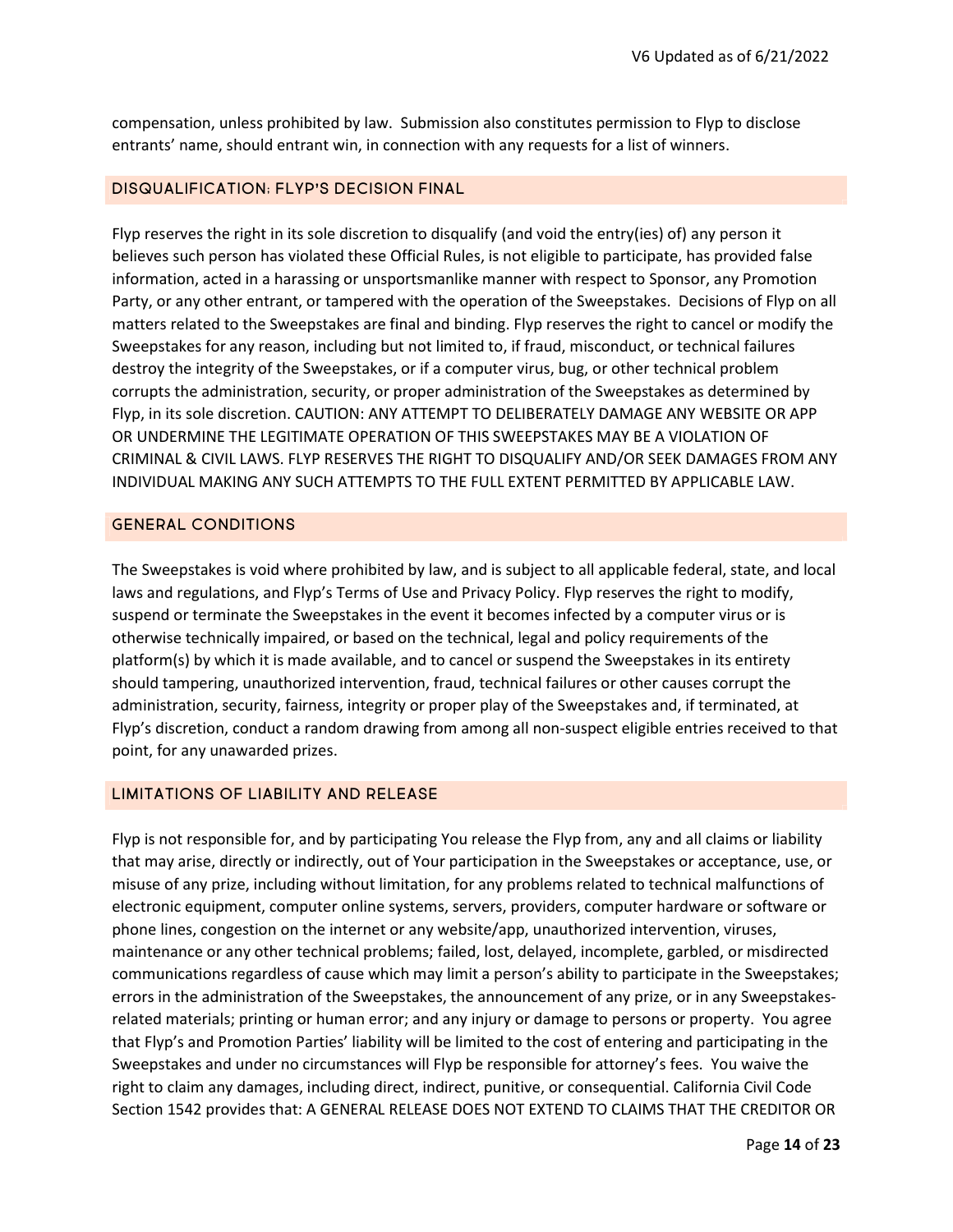compensation, unless prohibited by law. Submission also constitutes permission to Flyp to disclose entrants' name, should entrant win, in connection with any requests for a list of winners.

## DISQUALIFICATION; FLYP'S DECISION FINAL

Flyp reserves the right in its sole discretion to disqualify (and void the entry(ies) of) any person it believes such person has violated these Official Rules, is not eligible to participate, has provided false information, acted in a harassing or unsportsmanlike manner with respect to Sponsor, any Promotion Party, or any other entrant, or tampered with the operation of the Sweepstakes. Decisions of Flyp on all matters related to the Sweepstakes are final and binding. Flyp reserves the right to cancel or modify the Sweepstakes for any reason, including but not limited to, if fraud, misconduct, or technical failures destroy the integrity of the Sweepstakes, or if a computer virus, bug, or other technical problem corrupts the administration, security, or proper administration of the Sweepstakes as determined by Flyp, in its sole discretion. CAUTION: ANY ATTEMPT TO DELIBERATELY DAMAGE ANY WEBSITE OR APP OR UNDERMINE THE LEGITIMATE OPERATION OF THIS SWEEPSTAKES MAY BE A VIOLATION OF CRIMINAL & CIVIL LAWS. FLYP RESERVES THE RIGHT TO DISQUALIFY AND/OR SEEK DAMAGES FROM ANY INDIVIDUAL MAKING ANY SUCH ATTEMPTS TO THE FULL EXTENT PERMITTED BY APPLICABLE LAW.

## GENERAL CONDITIONS

The Sweepstakes is void where prohibited by law, and is subject to all applicable federal, state, and local laws and regulations, and Flyp's Terms of Use and Privacy Policy. Flyp reserves the right to modify, suspend or terminate the Sweepstakes in the event it becomes infected by a computer virus or is otherwise technically impaired, or based on the technical, legal and policy requirements of the platform(s) by which it is made available, and to cancel or suspend the Sweepstakes in its entirety should tampering, unauthorized intervention, fraud, technical failures or other causes corrupt the administration, security, fairness, integrity or proper play of the Sweepstakes and, if terminated, at Flyp's discretion, conduct a random drawing from among all non-suspect eligible entries received to that point, for any unawarded prizes.

## LIMITATIONS OF LIABILITY AND RELEASE

Flyp is not responsible for, and by participating You release the Flyp from, any and all claims or liability that may arise, directly or indirectly, out of Your participation in the Sweepstakes or acceptance, use, or misuse of any prize, including without limitation, for any problems related to technical malfunctions of electronic equipment, computer online systems, servers, providers, computer hardware or software or phone lines, congestion on the internet or any website/app, unauthorized intervention, viruses, maintenance or any other technical problems; failed, lost, delayed, incomplete, garbled, or misdirected communications regardless of cause which may limit a person's ability to participate in the Sweepstakes; errors in the administration of the Sweepstakes, the announcement of any prize, or in any Sweepstakes-related materials; printing or human error; and any injury or damage to persons or property. You agree that Flyp's and Promotion Parties' liability will be limited to the cost of entering and participating in the Sweepstakes and under no circumstances will Flyp be responsible for attorney's fees. You waive the right to claim any damages, including direct, indirect, punitive, or consequential. California Civil Code Section 1542 provides that: A GENERAL RELEASE DOES NOT EXTEND TO CLAIMS THAT THE CREDITOR OR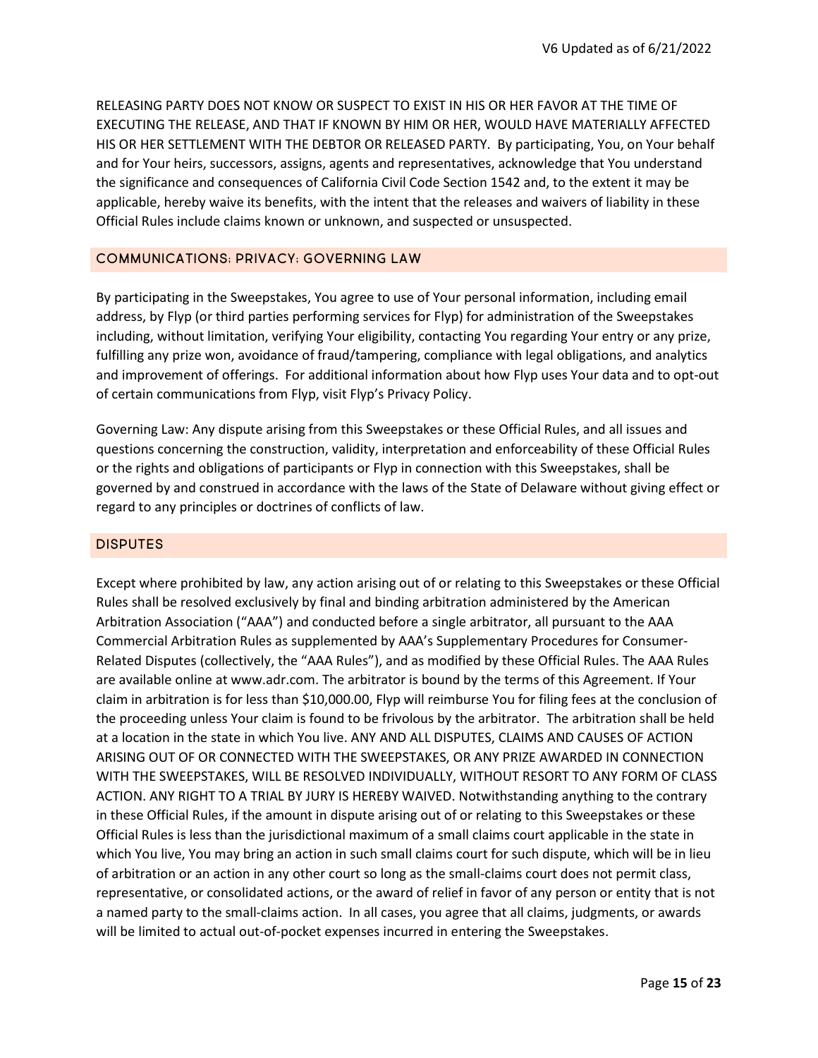RELEASING PARTY DOES NOT KNOW OR SUSPECT TO EXIST IN HIS OR HER FAVOR AT THE TIME OF EXECUTING THE RELEASE, AND THAT IF KNOWN BY HIM OR HER, WOULD HAVE MATERIALLY AFFECTED HIS OR HER SETTLEMENT WITH THE DEBTOR OR RELEASED PARTY. By participating, You, on Your behalf and for Your heirs, successors, assigns, agents and representatives, acknowledge that You understand the significance and consequences of California Civil Code Section 1542 and, to the extent it may be applicable, hereby waive its benefits, with the intent that the releases and waivers of liability in these Official Rules include claims known or unknown, and suspected or unsuspected.

## COMMUNICATIONS; PRIVACY; GOVERNING LAW

By participating in the Sweepstakes, You agree to use of Your personal information, including email address, by Flyp (or third parties performing services for Flyp) for administration of the Sweepstakes including, without limitation, verifying Your eligibility, contacting You regarding Your entry or any prize, fulfilling any prize won, avoidance of fraud/tampering, compliance with legal obligations, and analytics and improvement of offerings. For additional information about how Flyp uses Your data and to opt-out of certain communications from Flyp, visit Flyp's Privacy Policy.

Governing Law: Any dispute arising from this Sweepstakes or these Official Rules, and all issues and questions concerning the construction, validity, interpretation and enforceability of these Official Rules or the rights and obligations of participants or Flyp in connection with this Sweepstakes, shall be governed by and construed in accordance with the laws of the State of Delaware without giving effect or regard to any principles or doctrines of conflicts of law.

## DISPUTES

Except where prohibited by law, any action arising out of or relating to this Sweepstakes or these Official Rules shall be resolved exclusively by final and binding arbitration administered by the American Arbitration Association ("AAA") and conducted before a single arbitrator, all pursuant to the AAA Commercial Arbitration Rules as supplemented by AAA's Supplementary Procedures for Consumer-Related Disputes (collectively, the "AAA Rules"), and as modified by these Official Rules. The AAA Rules are available online at www.adr.com. The arbitrator is bound by the terms of this Agreement. If Your claim in arbitration is for less than $10,000.00, Flyp will reimburse You for filing fees at the conclusion of the proceeding unless Your claim is found to be frivolous by the arbitrator. The arbitration shall be held at a location in the state in which You live. ANY AND ALL DISPUTES, CLAIMS AND CAUSES OF ACTION ARISING OUT OF OR CONNECTED WITH THE SWEEPSTAKES, OR ANY PRIZE AWARDED IN CONNECTION WITH THE SWEEPSTAKES, WILL BE RESOLVED INDIVIDUALLY, WITHOUT RESORT TO ANY FORM OF CLASS ACTION. ANY RIGHT TO A TRIAL BY JURY IS HEREBY WAIVED. Notwithstanding anything to the contrary in these Official Rules, if the amount in dispute arising out of or relating to this Sweepstakes or these Official Rules is less than the jurisdictional maximum of a small claims court applicable in the state in which You live, You may bring an action in such small claims court for such dispute, which will be in lieu of arbitration or an action in any other court so long as the small-claims court does not permit class, representative, or consolidated actions, or the award of relief in favor of any person or entity that is not a named party to the small-claims action. In all cases, you agree that all claims, judgments, or awards will be limited to actual out-of-pocket expenses incurred in entering the Sweepstakes.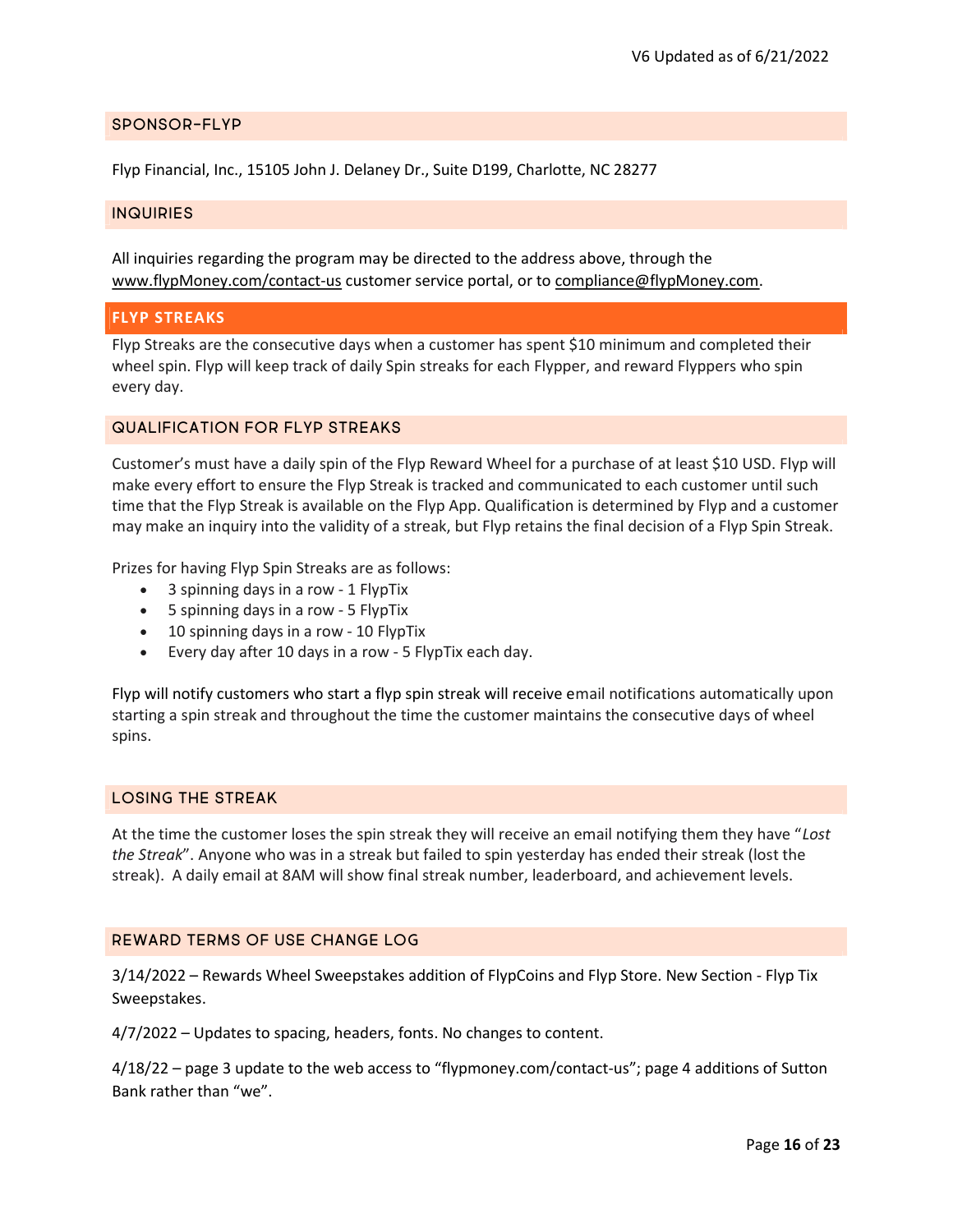## SPONSOR-FLYP

Flyp Financial, Inc., 15105 John J. Delaney Dr., Suite D199, Charlotte, NC 28277

## INQUIRIES

All inquiries regarding the program may be directed to the address above, through the www.flypMoney.com/contact-us customer service portal, or to compliance@flypMoney.com.

## FLYP STREAKS

Flyp Streaks are the consecutive days when a customer has spent $10 minimum and completed their wheel spin. Flyp will keep track of daily Spin streaks for each Flypper, and reward Flyppers who spin every day.

## QUALIFICATION FOR FLYP STREAKS

Customer's must have a daily spin of the Flyp Reward Wheel for a purchase of at least $10 USD. Flyp will make every effort to ensure the Flyp Streak is tracked and communicated to each customer until such time that the Flyp Streak is available on the Flyp App. Qualification is determined by Flyp and a customer may make an inquiry into the validity of a streak, but Flyp retains the final decision of a Flyp Spin Streak.

Prizes for having Flyp Spin Streaks are as follows:

- 3 spinning days in a row - 1 FlypTix
- 5 spinning days in a row - 5 FlypTix
- 10 spinning days in a row - 10 FlypTix
- Every day after 10 days in a row - 5 FlypTix each day.

Flyp will notify customers who start a flyp spin streak will receive email notifications automatically upon starting a spin streak and throughout the time the customer maintains the consecutive days of wheel spins.

## LOSING THE STREAK

At the time the customer loses the spin streak they will receive an email notifying them they have "*Lost the Streak*". Anyone who was in a streak but failed to spin yesterday has ended their streak (lost the streak). A daily email at 8AM will show final streak number, leaderboard, and achievement levels.

## REWARD TERMS OF USE CHANGE LOG

3/14/2022 – Rewards Wheel Sweepstakes addition of FlypCoins and Flyp Store. New Section - Flyp Tix Sweepstakes.

4/7/2022 – Updates to spacing, headers, fonts. No changes to content.

4/18/22 – page 3 update to the web access to "flypmoney.com/contact-us"; page 4 additions of Sutton Bank rather than "we".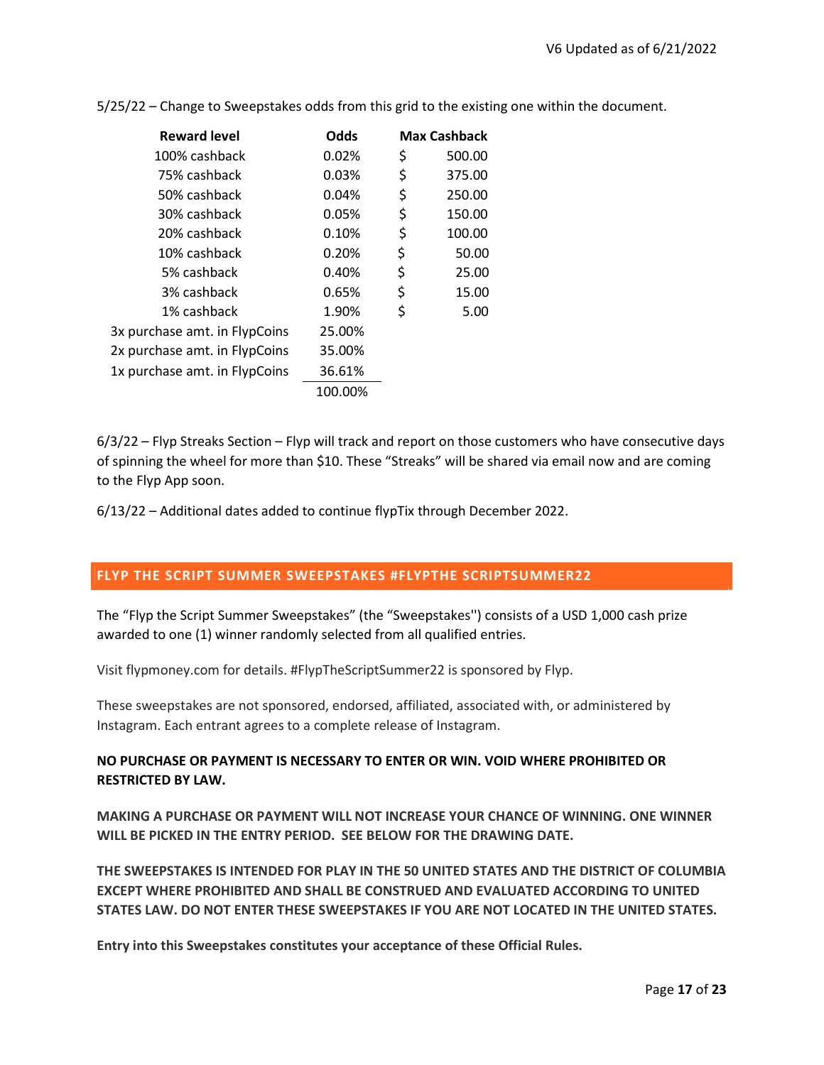5/25/22 – Change to Sweepstakes odds from this grid to the existing one within the document.

| Reward level | Odds | Max Cashback |
|---|---|---|
| 100% cashback | 0.02% | $ 500.00 |
| 75% cashback | 0.03% | $ 375.00 |
| 50% cashback | 0.04% | $ 250.00 |
| 30% cashback | 0.05% | $ 150.00 |
| 20% cashback | 0.10% | $ 100.00 |
| 10% cashback | 0.20% | $ 50.00 |
| 5% cashback | 0.40% | $ 25.00 |
| 3% cashback | 0.65% | $ 15.00 |
| 1% cashback | 1.90% | $ 5.00 |
| 3x purchase amt. in FlypCoins | 25.00% | |
| 2x purchase amt. in FlypCoins | 35.00% | |
| 1x purchase amt. in FlypCoins | 36.61% | |
| | 100.00% | |

6/3/22 – Flyp Streaks Section – Flyp will track and report on those customers who have consecutive days of spinning the wheel for more than $10. These “Streaks” will be shared via email now and are coming to the Flyp App soon.

6/13/22 – Additional dates added to continue flypTix through December 2022.

## FLYP THE SCRIPT SUMMER SWEEPSTAKES #FLYPTHE SCRIPTSUMMER22

The “Flyp the Script Summer Sweepstakes” (the “Sweepstakes'') consists of a USD 1,000 cash prize awarded to one (1) winner randomly selected from all qualified entries.

Visit flypmoney.com for details. #FlypTheScriptSummer22 is sponsored by Flyp.

These sweepstakes are not sponsored, endorsed, affiliated, associated with, or administered by Instagram. Each entrant agrees to a complete release of Instagram.

**NO PURCHASE OR PAYMENT IS NECESSARY TO ENTER OR WIN. VOID WHERE PROHIBITED OR RESTRICTED BY LAW.**

**MAKING A PURCHASE OR PAYMENT WILL NOT INCREASE YOUR CHANCE OF WINNING. ONE WINNER WILL BE PICKED IN THE ENTRY PERIOD. SEE BELOW FOR THE DRAWING DATE.**

**THE SWEEPSTAKES IS INTENDED FOR PLAY IN THE 50 UNITED STATES AND THE DISTRICT OF COLUMBIA EXCEPT WHERE PROHIBITED AND SHALL BE CONSTRUED AND EVALUATED ACCORDING TO UNITED STATES LAW. DO NOT ENTER THESE SWEEPSTAKES IF YOU ARE NOT LOCATED IN THE UNITED STATES.**

**Entry into this Sweepstakes constitutes your acceptance of these Official Rules.**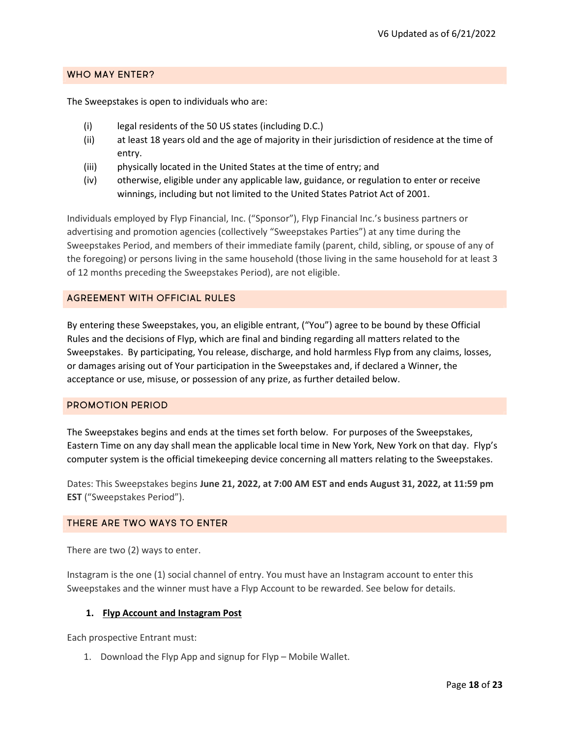## WHO MAY ENTER?

The Sweepstakes is open to individuals who are:

(i) legal residents of the 50 US states (including D.C.)
(ii) at least 18 years old and the age of majority in their jurisdiction of residence at the time of entry.
(iii) physically located in the United States at the time of entry; and
(iv) otherwise, eligible under any applicable law, guidance, or regulation to enter or receive winnings, including but not limited to the United States Patriot Act of 2001.

Individuals employed by Flyp Financial, Inc. ("Sponsor"), Flyp Financial Inc.'s business partners or advertising and promotion agencies (collectively "Sweepstakes Parties") at any time during the Sweepstakes Period, and members of their immediate family (parent, child, sibling, or spouse of any of the foregoing) or persons living in the same household (those living in the same household for at least 3 of 12 months preceding the Sweepstakes Period), are not eligible.

## AGREEMENT WITH OFFICIAL RULES

By entering these Sweepstakes, you, an eligible entrant, ("You") agree to be bound by these Official Rules and the decisions of Flyp, which are final and binding regarding all matters related to the Sweepstakes. By participating, You release, discharge, and hold harmless Flyp from any claims, losses, or damages arising out of Your participation in the Sweepstakes and, if declared a Winner, the acceptance or use, misuse, or possession of any prize, as further detailed below.

## PROMOTION PERIOD

The Sweepstakes begins and ends at the times set forth below. For purposes of the Sweepstakes, Eastern Time on any day shall mean the applicable local time in New York, New York on that day. Flyp's computer system is the official timekeeping device concerning all matters relating to the Sweepstakes.

Dates: This Sweepstakes begins **June 21, 2022, at 7:00 AM EST and ends August 31, 2022, at 11:59 pm EST** ("Sweepstakes Period").

## THERE ARE TWO WAYS TO ENTER

There are two (2) ways to enter.

Instagram is the one (1) social channel of entry. You must have an Instagram account to enter this Sweepstakes and the winner must have a Flyp Account to be rewarded. See below for details.

### 1. Flyp Account and Instagram Post

Each prospective Entrant must:

1. Download the Flyp App and signup for Flyp – Mobile Wallet.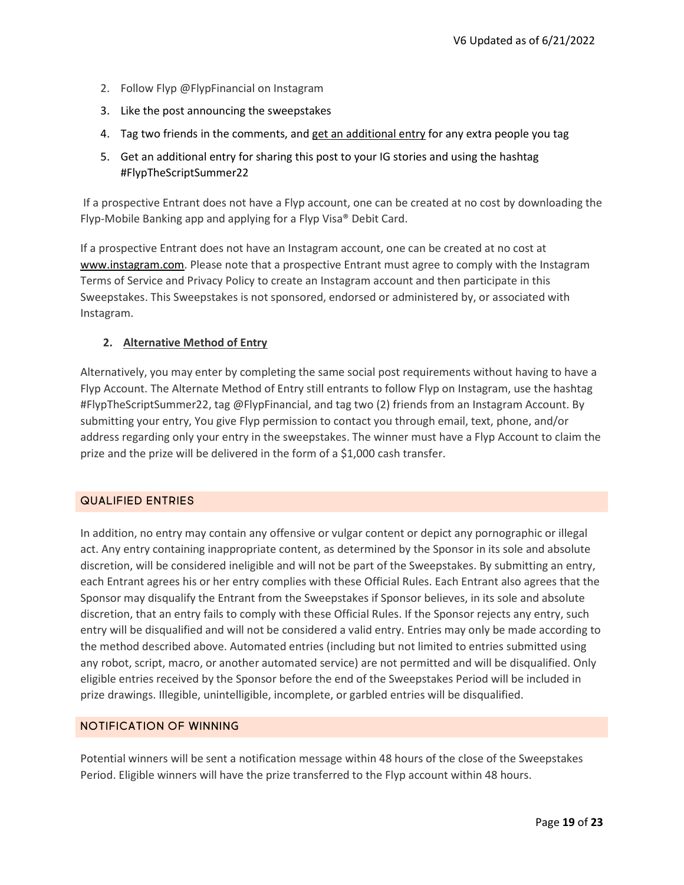2. Follow Flyp @FlypFinancial on Instagram
3. Like the post announcing the sweepstakes
4. Tag two friends in the comments, and get an additional entry for any extra people you tag
5. Get an additional entry for sharing this post to your IG stories and using the hashtag #FlypTheScriptSummer22

If a prospective Entrant does not have a Flyp account, one can be created at no cost by downloading the Flyp-Mobile Banking app and applying for a Flyp Visa® Debit Card.

If a prospective Entrant does not have an Instagram account, one can be created at no cost at www.instagram.com. Please note that a prospective Entrant must agree to comply with the Instagram Terms of Service and Privacy Policy to create an Instagram account and then participate in this Sweepstakes. This Sweepstakes is not sponsored, endorsed or administered by, or associated with Instagram.

**2. Alternative Method of Entry**

Alternatively, you may enter by completing the same social post requirements without having to have a Flyp Account. The Alternate Method of Entry still entrants to follow Flyp on Instagram, use the hashtag #FlypTheScriptSummer22, tag @FlypFinancial, and tag two (2) friends from an Instagram Account. By submitting your entry, You give Flyp permission to contact you through email, text, phone, and/or address regarding only your entry in the sweepstakes. The winner must have a Flyp Account to claim the prize and the prize will be delivered in the form of a $1,000 cash transfer.

## QUALIFIED ENTRIES

In addition, no entry may contain any offensive or vulgar content or depict any pornographic or illegal act. Any entry containing inappropriate content, as determined by the Sponsor in its sole and absolute discretion, will be considered ineligible and will not be part of the Sweepstakes. By submitting an entry, each Entrant agrees his or her entry complies with these Official Rules. Each Entrant also agrees that the Sponsor may disqualify the Entrant from the Sweepstakes if Sponsor believes, in its sole and absolute discretion, that an entry fails to comply with these Official Rules. If the Sponsor rejects any entry, such entry will be disqualified and will not be considered a valid entry. Entries may only be made according to the method described above. Automated entries (including but not limited to entries submitted using any robot, script, macro, or another automated service) are not permitted and will be disqualified. Only eligible entries received by the Sponsor before the end of the Sweepstakes Period will be included in prize drawings. Illegible, unintelligible, incomplete, or garbled entries will be disqualified.

## NOTIFICATION OF WINNING

Potential winners will be sent a notification message within 48 hours of the close of the Sweepstakes Period. Eligible winners will have the prize transferred to the Flyp account within 48 hours.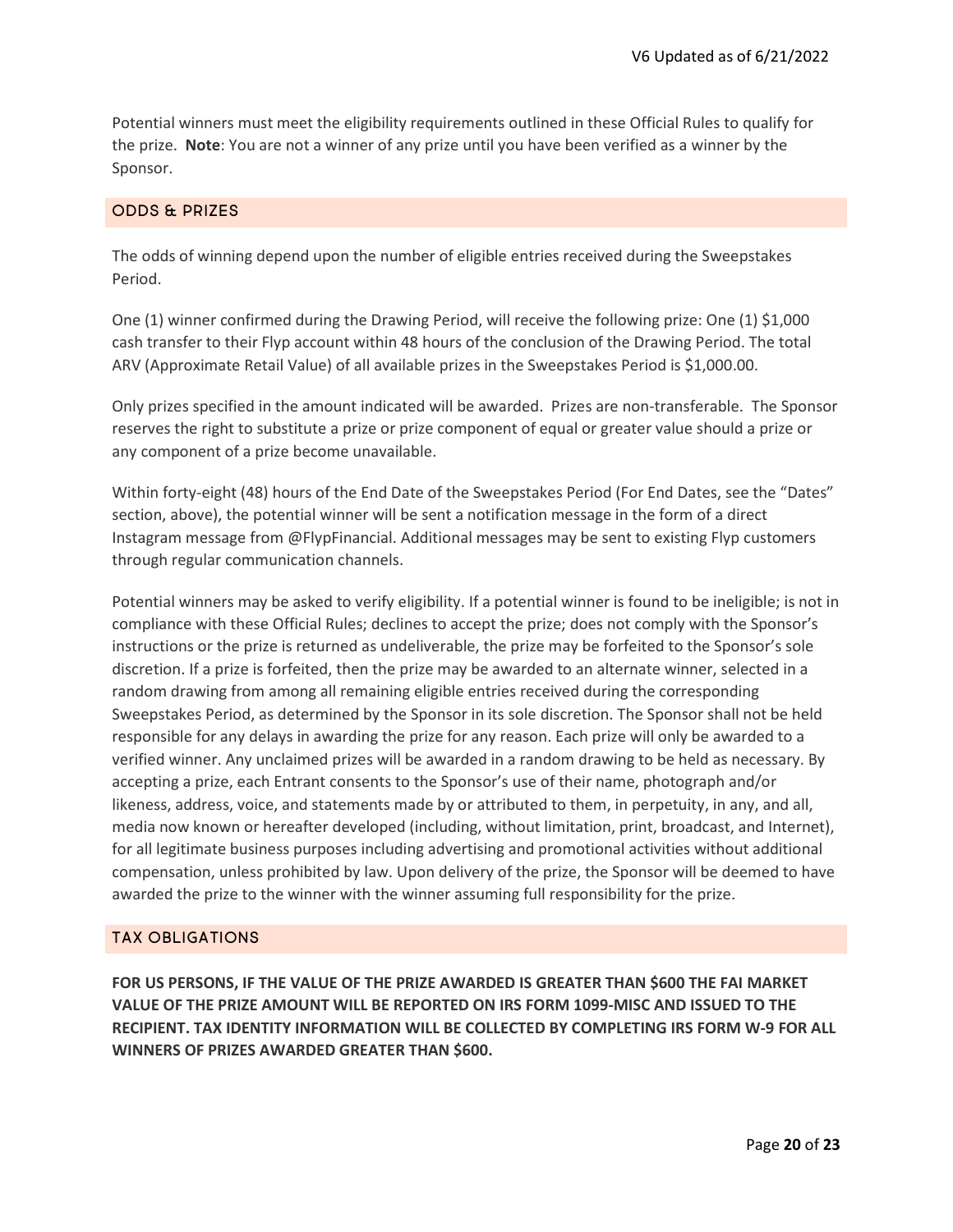Potential winners must meet the eligibility requirements outlined in these Official Rules to qualify for the prize. **Note**: You are not a winner of any prize until you have been verified as a winner by the Sponsor.

## ODDS & PRIZES

The odds of winning depend upon the number of eligible entries received during the Sweepstakes Period.

One (1) winner confirmed during the Drawing Period, will receive the following prize: One (1) $1,000 cash transfer to their Flyp account within 48 hours of the conclusion of the Drawing Period. The total ARV (Approximate Retail Value) of all available prizes in the Sweepstakes Period is $1,000.00.

Only prizes specified in the amount indicated will be awarded. Prizes are non-transferable. The Sponsor reserves the right to substitute a prize or prize component of equal or greater value should a prize or any component of a prize become unavailable.

Within forty-eight (48) hours of the End Date of the Sweepstakes Period (For End Dates, see the "Dates" section, above), the potential winner will be sent a notification message in the form of a direct Instagram message from @FlypFinancial. Additional messages may be sent to existing Flyp customers through regular communication channels.

Potential winners may be asked to verify eligibility. If a potential winner is found to be ineligible; is not in compliance with these Official Rules; declines to accept the prize; does not comply with the Sponsor's instructions or the prize is returned as undeliverable, the prize may be forfeited to the Sponsor's sole discretion. If a prize is forfeited, then the prize may be awarded to an alternate winner, selected in a random drawing from among all remaining eligible entries received during the corresponding Sweepstakes Period, as determined by the Sponsor in its sole discretion. The Sponsor shall not be held responsible for any delays in awarding the prize for any reason. Each prize will only be awarded to a verified winner. Any unclaimed prizes will be awarded in a random drawing to be held as necessary. By accepting a prize, each Entrant consents to the Sponsor's use of their name, photograph and/or likeness, address, voice, and statements made by or attributed to them, in perpetuity, in any, and all, media now known or hereafter developed (including, without limitation, print, broadcast, and Internet), for all legitimate business purposes including advertising and promotional activities without additional compensation, unless prohibited by law. Upon delivery of the prize, the Sponsor will be deemed to have awarded the prize to the winner with the winner assuming full responsibility for the prize.

## TAX OBLIGATIONS

**FOR US PERSONS, IF THE VALUE OF THE PRIZE AWARDED IS GREATER THAN $600 THE FAI MARKET VALUE OF THE PRIZE AMOUNT WILL BE REPORTED ON IRS FORM 1099-MISC AND ISSUED TO THE RECIPIENT. TAX IDENTITY INFORMATION WILL BE COLLECTED BY COMPLETING IRS FORM W-9 FOR ALL WINNERS OF PRIZES AWARDED GREATER THAN $600.**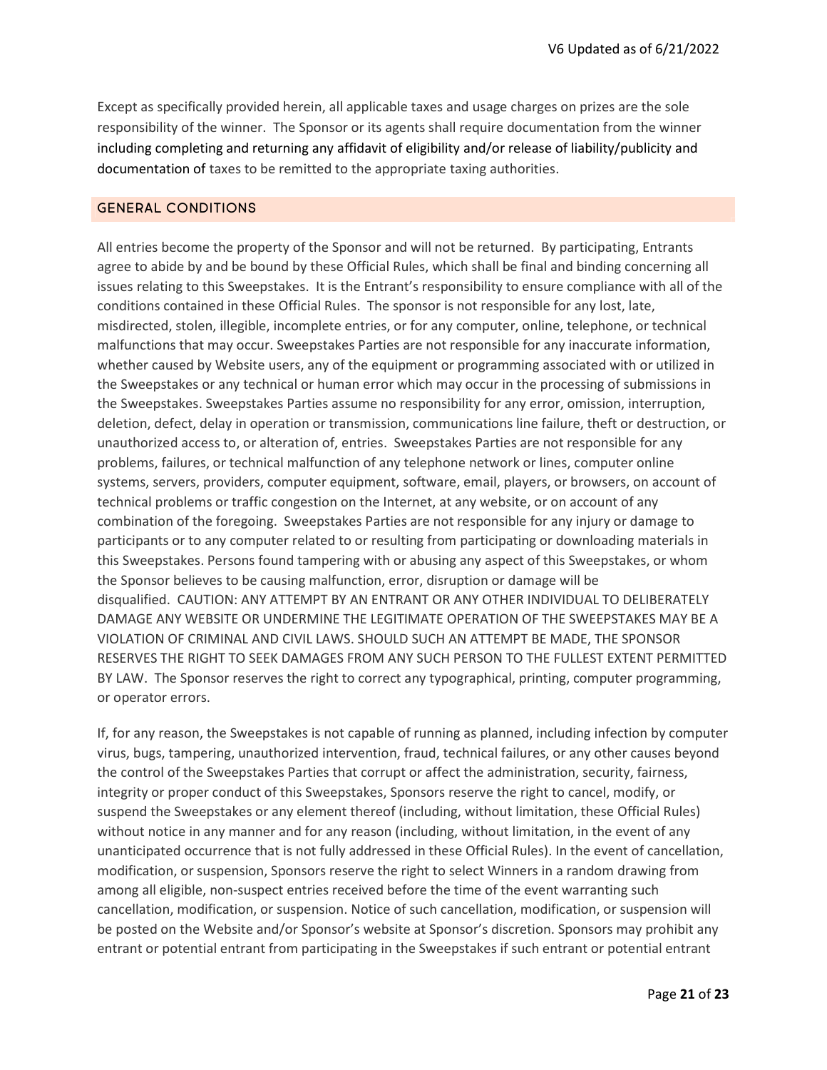Except as specifically provided herein, all applicable taxes and usage charges on prizes are the sole responsibility of the winner. The Sponsor or its agents shall require documentation from the winner including completing and returning any affidavit of eligibility and/or release of liability/publicity and documentation of taxes to be remitted to the appropriate taxing authorities.

## GENERAL CONDITIONS

All entries become the property of the Sponsor and will not be returned. By participating, Entrants agree to abide by and be bound by these Official Rules, which shall be final and binding concerning all issues relating to this Sweepstakes. It is the Entrant's responsibility to ensure compliance with all of the conditions contained in these Official Rules. The sponsor is not responsible for any lost, late, misdirected, stolen, illegible, incomplete entries, or for any computer, online, telephone, or technical malfunctions that may occur. Sweepstakes Parties are not responsible for any inaccurate information, whether caused by Website users, any of the equipment or programming associated with or utilized in the Sweepstakes or any technical or human error which may occur in the processing of submissions in the Sweepstakes. Sweepstakes Parties assume no responsibility for any error, omission, interruption, deletion, defect, delay in operation or transmission, communications line failure, theft or destruction, or unauthorized access to, or alteration of, entries. Sweepstakes Parties are not responsible for any problems, failures, or technical malfunction of any telephone network or lines, computer online systems, servers, providers, computer equipment, software, email, players, or browsers, on account of technical problems or traffic congestion on the Internet, at any website, or on account of any combination of the foregoing. Sweepstakes Parties are not responsible for any injury or damage to participants or to any computer related to or resulting from participating or downloading materials in this Sweepstakes. Persons found tampering with or abusing any aspect of this Sweepstakes, or whom the Sponsor believes to be causing malfunction, error, disruption or damage will be disqualified. CAUTION: ANY ATTEMPT BY AN ENTRANT OR ANY OTHER INDIVIDUAL TO DELIBERATELY DAMAGE ANY WEBSITE OR UNDERMINE THE LEGITIMATE OPERATION OF THE SWEEPSTAKES MAY BE A VIOLATION OF CRIMINAL AND CIVIL LAWS. SHOULD SUCH AN ATTEMPT BE MADE, THE SPONSOR RESERVES THE RIGHT TO SEEK DAMAGES FROM ANY SUCH PERSON TO THE FULLEST EXTENT PERMITTED BY LAW. The Sponsor reserves the right to correct any typographical, printing, computer programming, or operator errors.

If, for any reason, the Sweepstakes is not capable of running as planned, including infection by computer virus, bugs, tampering, unauthorized intervention, fraud, technical failures, or any other causes beyond the control of the Sweepstakes Parties that corrupt or affect the administration, security, fairness, integrity or proper conduct of this Sweepstakes, Sponsors reserve the right to cancel, modify, or suspend the Sweepstakes or any element thereof (including, without limitation, these Official Rules) without notice in any manner and for any reason (including, without limitation, in the event of any unanticipated occurrence that is not fully addressed in these Official Rules). In the event of cancellation, modification, or suspension, Sponsors reserve the right to select Winners in a random drawing from among all eligible, non-suspect entries received before the time of the event warranting such cancellation, modification, or suspension. Notice of such cancellation, modification, or suspension will be posted on the Website and/or Sponsor's website at Sponsor's discretion. Sponsors may prohibit any entrant or potential entrant from participating in the Sweepstakes if such entrant or potential entrant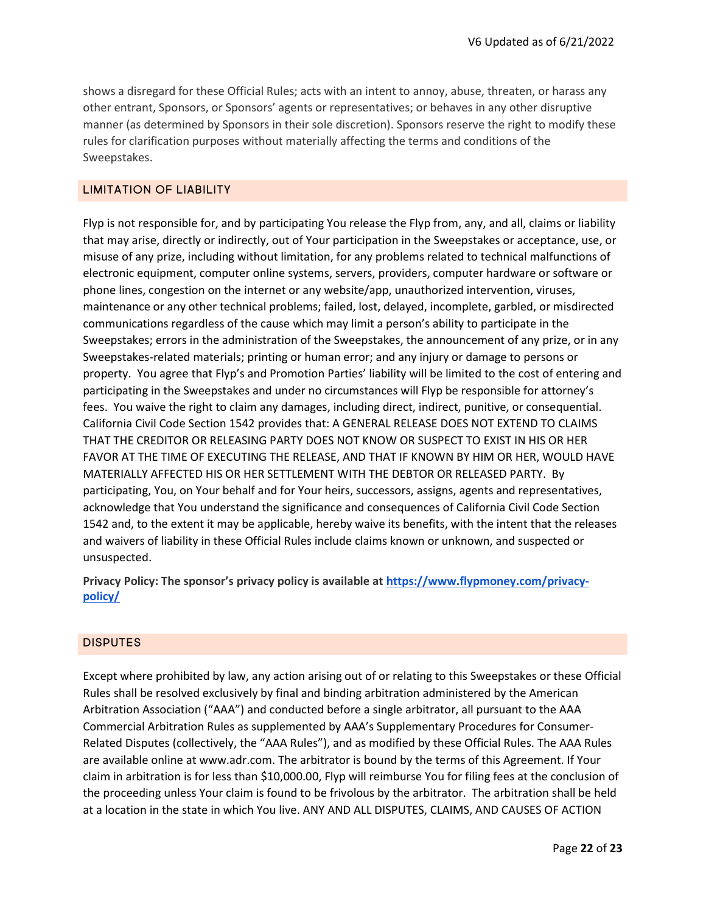shows a disregard for these Official Rules; acts with an intent to annoy, abuse, threaten, or harass any other entrant, Sponsors, or Sponsors' agents or representatives; or behaves in any other disruptive manner (as determined by Sponsors in their sole discretion). Sponsors reserve the right to modify these rules for clarification purposes without materially affecting the terms and conditions of the Sweepstakes.

## LIMITATION OF LIABILITY

Flyp is not responsible for, and by participating You release the Flyp from, any, and all, claims or liability that may arise, directly or indirectly, out of Your participation in the Sweepstakes or acceptance, use, or misuse of any prize, including without limitation, for any problems related to technical malfunctions of electronic equipment, computer online systems, servers, providers, computer hardware or software or phone lines, congestion on the internet or any website/app, unauthorized intervention, viruses, maintenance or any other technical problems; failed, lost, delayed, incomplete, garbled, or misdirected communications regardless of the cause which may limit a person's ability to participate in the Sweepstakes; errors in the administration of the Sweepstakes, the announcement of any prize, or in any Sweepstakes-related materials; printing or human error; and any injury or damage to persons or property. You agree that Flyp's and Promotion Parties' liability will be limited to the cost of entering and participating in the Sweepstakes and under no circumstances will Flyp be responsible for attorney's fees. You waive the right to claim any damages, including direct, indirect, punitive, or consequential. California Civil Code Section 1542 provides that: A GENERAL RELEASE DOES NOT EXTEND TO CLAIMS THAT THE CREDITOR OR RELEASING PARTY DOES NOT KNOW OR SUSPECT TO EXIST IN HIS OR HER FAVOR AT THE TIME OF EXECUTING THE RELEASE, AND THAT IF KNOWN BY HIM OR HER, WOULD HAVE MATERIALLY AFFECTED HIS OR HER SETTLEMENT WITH THE DEBTOR OR RELEASED PARTY. By participating, You, on Your behalf and for Your heirs, successors, assigns, agents and representatives, acknowledge that You understand the significance and consequences of California Civil Code Section 1542 and, to the extent it may be applicable, hereby waive its benefits, with the intent that the releases and waivers of liability in these Official Rules include claims known or unknown, and suspected or unsuspected.

**Privacy Policy: The sponsor's privacy policy is available at [https://www.flypmoney.com/privacy-policy/](https://www.flypmoney.com/privacy-policy/)**

## DISPUTES

Except where prohibited by law, any action arising out of or relating to this Sweepstakes or these Official Rules shall be resolved exclusively by final and binding arbitration administered by the American Arbitration Association ("AAA") and conducted before a single arbitrator, all pursuant to the AAA Commercial Arbitration Rules as supplemented by AAA's Supplementary Procedures for Consumer-Related Disputes (collectively, the "AAA Rules"), and as modified by these Official Rules. The AAA Rules are available online at www.adr.com. The arbitrator is bound by the terms of this Agreement. If Your claim in arbitration is for less than $10,000.00, Flyp will reimburse You for filing fees at the conclusion of the proceeding unless Your claim is found to be frivolous by the arbitrator. The arbitration shall be held at a location in the state in which You live. ANY AND ALL DISPUTES, CLAIMS, AND CAUSES OF ACTION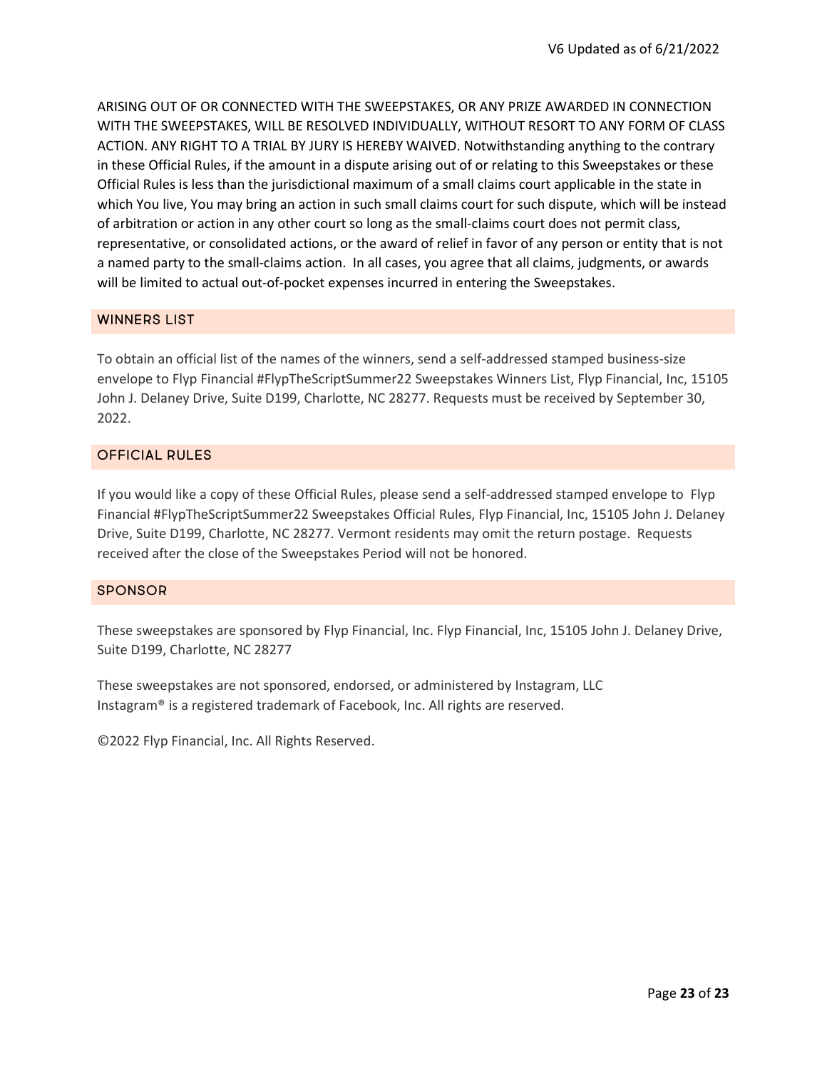ARISING OUT OF OR CONNECTED WITH THE SWEEPSTAKES, OR ANY PRIZE AWARDED IN CONNECTION WITH THE SWEEPSTAKES, WILL BE RESOLVED INDIVIDUALLY, WITHOUT RESORT TO ANY FORM OF CLASS ACTION. ANY RIGHT TO A TRIAL BY JURY IS HEREBY WAIVED. Notwithstanding anything to the contrary in these Official Rules, if the amount in a dispute arising out of or relating to this Sweepstakes or these Official Rules is less than the jurisdictional maximum of a small claims court applicable in the state in which You live, You may bring an action in such small claims court for such dispute, which will be instead of arbitration or action in any other court so long as the small-claims court does not permit class, representative, or consolidated actions, or the award of relief in favor of any person or entity that is not a named party to the small-claims action. In all cases, you agree that all claims, judgments, or awards will be limited to actual out-of-pocket expenses incurred in entering the Sweepstakes.

## WINNERS LIST

To obtain an official list of the names of the winners, send a self-addressed stamped business-size envelope to Flyp Financial #FlypTheScriptSummer22 Sweepstakes Winners List, Flyp Financial, Inc, 15105 John J. Delaney Drive, Suite D199, Charlotte, NC 28277. Requests must be received by September 30, 2022.

## OFFICIAL RULES

If you would like a copy of these Official Rules, please send a self-addressed stamped envelope to Flyp Financial #FlypTheScriptSummer22 Sweepstakes Official Rules, Flyp Financial, Inc, 15105 John J. Delaney Drive, Suite D199, Charlotte, NC 28277. Vermont residents may omit the return postage. Requests received after the close of the Sweepstakes Period will not be honored.

## SPONSOR

These sweepstakes are sponsored by Flyp Financial, Inc. Flyp Financial, Inc, 15105 John J. Delaney Drive, Suite D199, Charlotte, NC 28277

These sweepstakes are not sponsored, endorsed, or administered by Instagram, LLC
Instagram® is a registered trademark of Facebook, Inc. All rights are reserved.

©2022 Flyp Financial, Inc. All Rights Reserved.